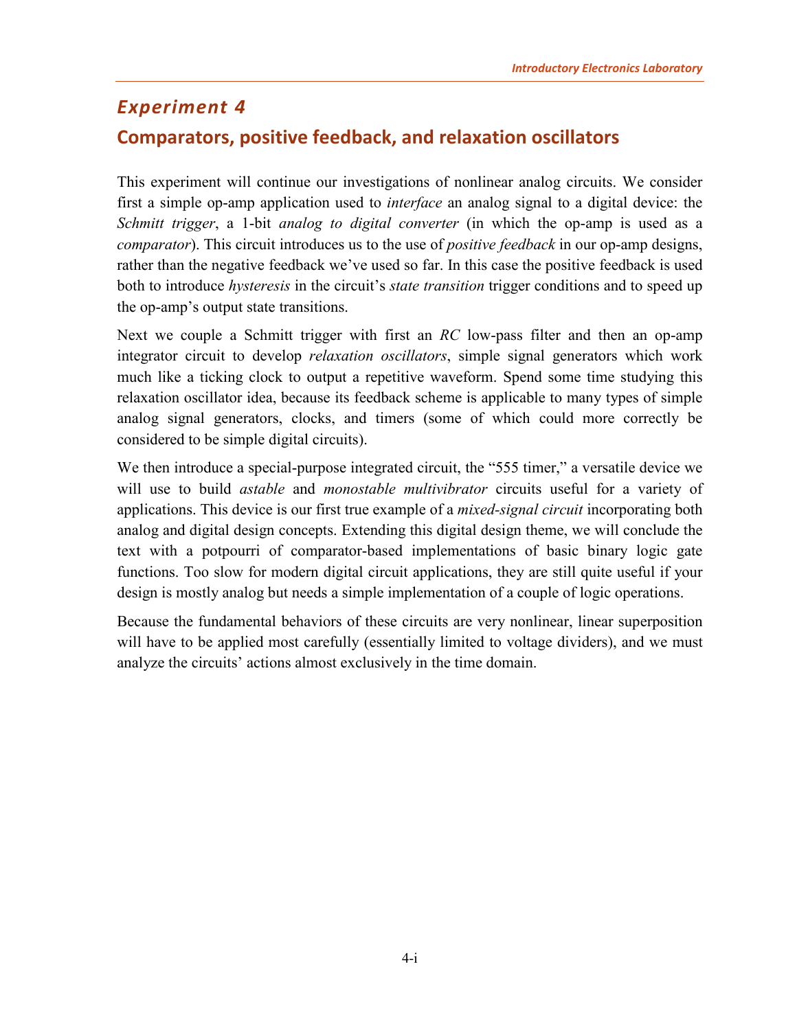# *Experiment 4*

## Comparators, positive feedback, and relaxation oscillators

This experiment will continue our investigations of nonlinear analog circuits. We consider first a simple op-amp application used to *interface* an analog signal to a digital device: the *Schmitt trigger*, a 1-bit *analog to digital converter* (in which the op-amp is used as a *comparator*). This circuit introduces us to the use of *positive feedback* in our op-amp designs, rather than the negative feedback we've used so far. In this case the positive feedback is used both to introduce *hysteresis* in the circuit's *state transition* trigger conditions and to speed up the op-amp's output state transitions.

Next we couple a Schmitt trigger with first an *RC* low-pass filter and then an op-amp integrator circuit to develop *relaxation oscillators*, simple signal generators which work much like a ticking clock to output a repetitive waveform. Spend some time studying this relaxation oscillator idea, because its feedback scheme is applicable to many types of simple analog signal generators, clocks, and timers (some of which could more correctly be considered to be simple digital circuits).

We then introduce a special-purpose integrated circuit, the "555 timer," a versatile device we will use to build *astable* and *monostable multivibrator* circuits useful for a variety of applications. This device is our first true example of a *mixed-signal circuit* incorporating both analog and digital design concepts. Extending this digital design theme, we will conclude the text with a potpourri of comparator-based implementations of basic binary logic gate functions. Too slow for modern digital circuit applications, they are still quite useful if your design is mostly analog but needs a simple implementation of a couple of logic operations.

Because the fundamental behaviors of these circuits are very nonlinear, linear superposition will have to be applied most carefully (essentially limited to voltage dividers), and we must analyze the circuits' actions almost exclusively in the time domain.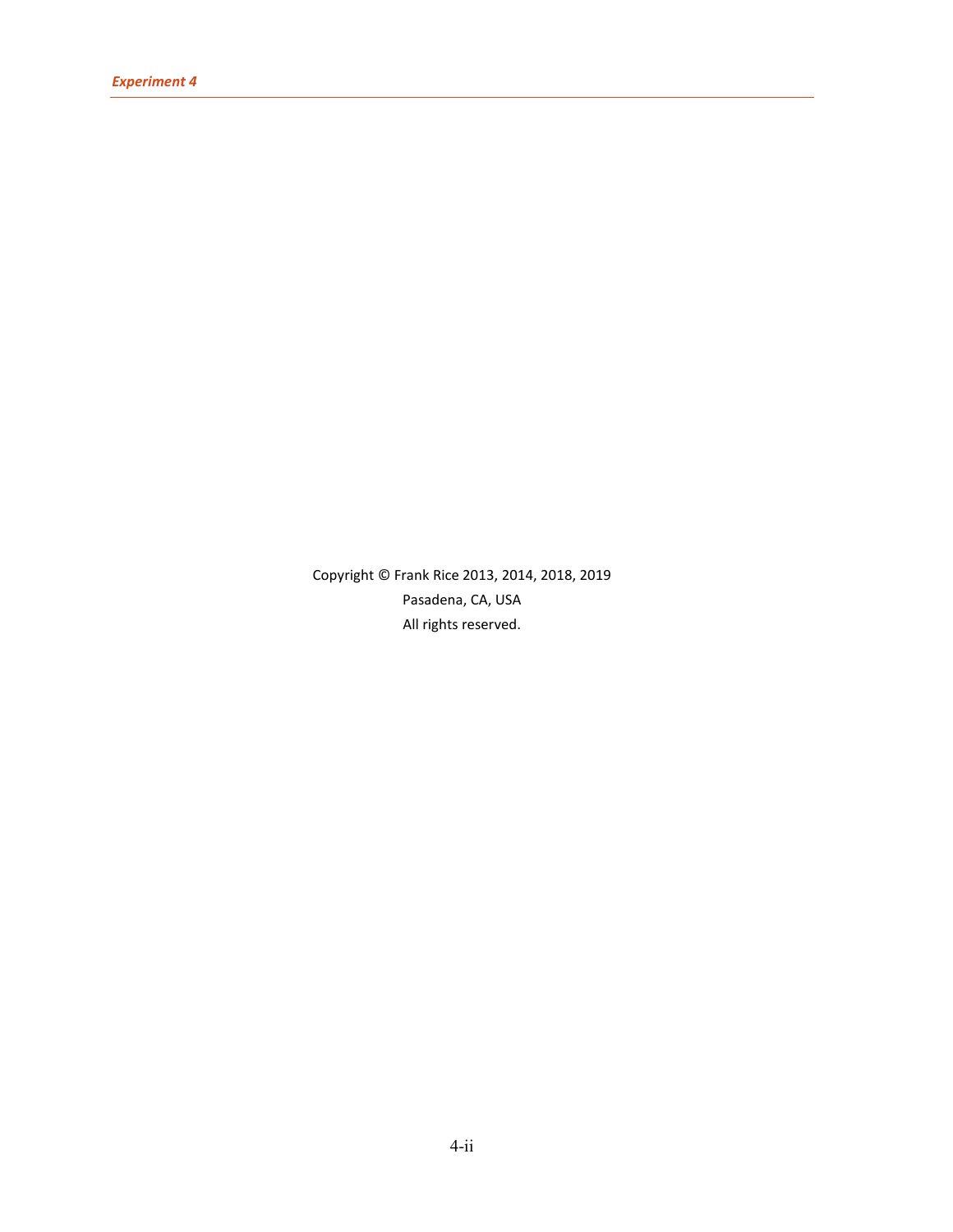Copyright © Frank Rice 2013, 2014, 2018, 2019

Pasadena, CA, USA

All rights reserved.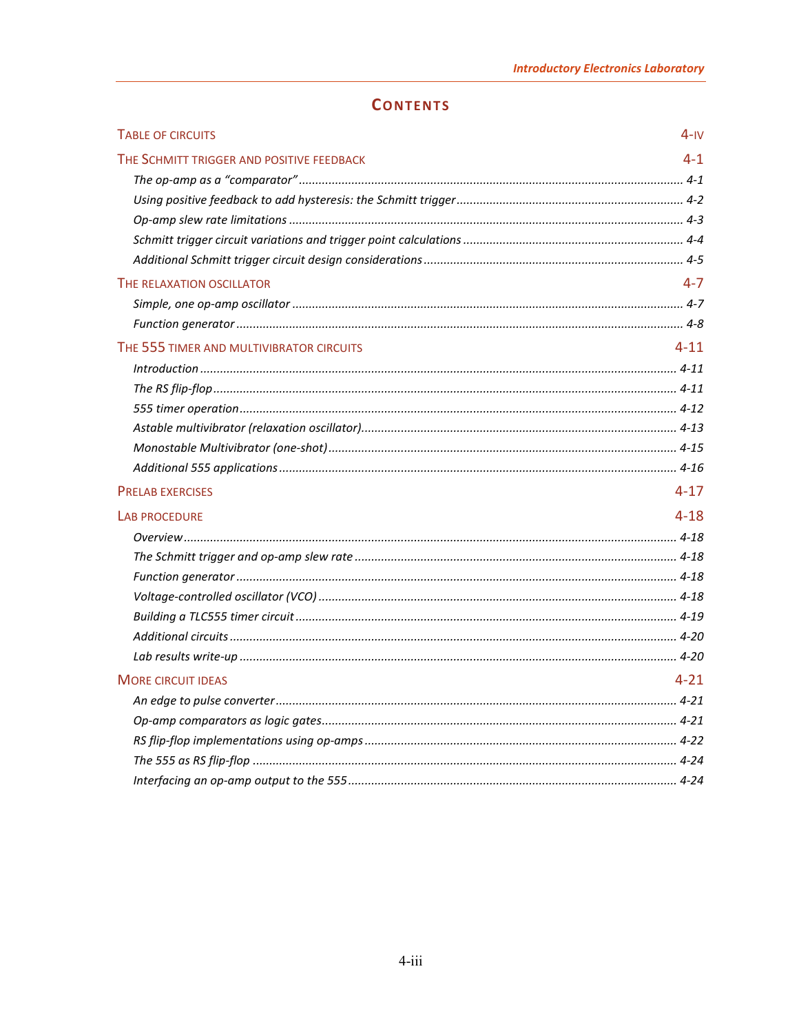# Contents

**Table of circuits** — 4-iv

**The Schmitt trigger and positive feedback** — 4-1

- *The op-amp as a "comparator"* .......... 4-1
- *Using positive feedback to add hysteresis: the Schmitt trigger* .......... 4-2
- *Op-amp slew rate limitations* .......... 4-3
- *Schmitt trigger circuit variations and trigger point calculations* .......... 4-4
- *Additional Schmitt trigger circuit design considerations* .......... 4-5

**The relaxation oscillator** — 4-7

- *Simple, one op-amp oscillator* .......... 4-7
- *Function generator* .......... 4-8

**The 555 timer and multivibrator circuits** — 4-11

- *Introduction* .......... 4-11
- *The RS flip-flop* .......... 4-11
- *555 timer operation* .......... 4-12
- *Astable multivibrator (relaxation oscillator)* .......... 4-13
- *Monostable Multivibrator (one-shot)* .......... 4-15
- *Additional 555 applications* .......... 4-16

**Prelab exercises** — 4-17

**Lab procedure** — 4-18

- *Overview* .......... 4-18
- *The Schmitt trigger and op-amp slew rate* .......... 4-18
- *Function generator* .......... 4-18
- *Voltage-controlled oscillator (VCO)* .......... 4-18
- *Building a TLC555 timer circuit* .......... 4-19
- *Additional circuits* .......... 4-20
- *Lab results write-up* .......... 4-20

**More circuit ideas** — 4-21

- *An edge to pulse converter* .......... 4-21
- *Op-amp comparators as logic gates* .......... 4-21
- *RS flip-flop implementations using op-amps* .......... 4-22
- *The 555 as RS flip-flop* .......... 4-24
- *Interfacing an op-amp output to the 555* .......... 4-24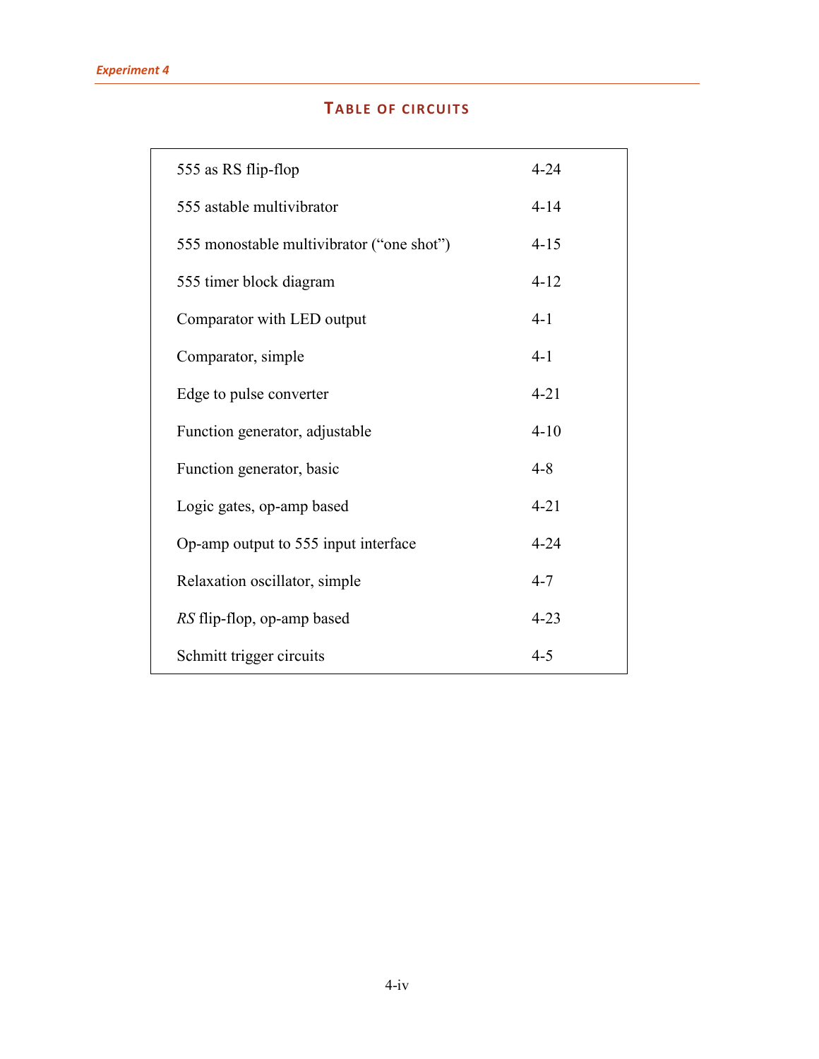## TABLE OF CIRCUITS

| Circuit | Page |
|---|---|
| 555 as RS flip-flop | 4-24 |
| 555 astable multivibrator | 4-14 |
| 555 monostable multivibrator (“one shot”) | 4-15 |
| 555 timer block diagram | 4-12 |
| Comparator with LED output | 4-1 |
| Comparator, simple | 4-1 |
| Edge to pulse converter | 4-21 |
| Function generator, adjustable | 4-10 |
| Function generator, basic | 4-8 |
| Logic gates, op-amp based | 4-21 |
| Op-amp output to 555 input interface | 4-24 |
| Relaxation oscillator, simple | 4-7 |
| *RS* flip-flop, op-amp based | 4-23 |
| Schmitt trigger circuits | 4-5 |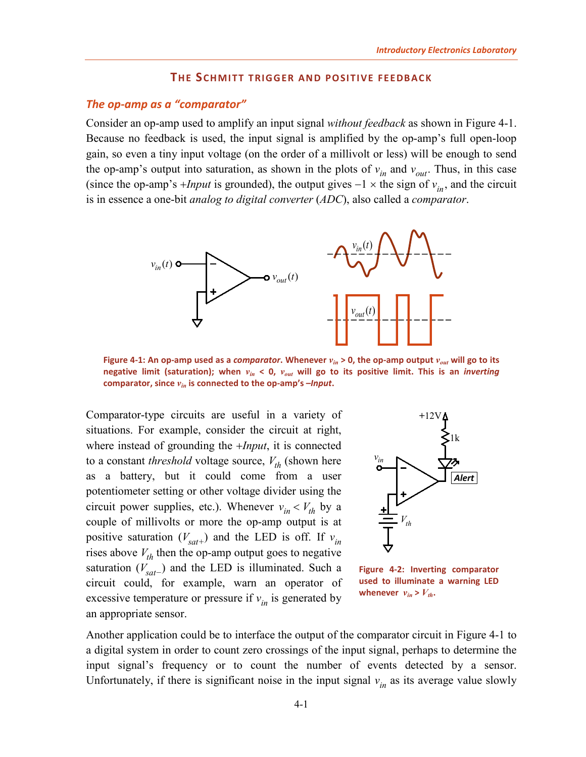## THE SCHMITT TRIGGER AND POSITIVE FEEDBACK

### *The op-amp as a "comparator"*

Consider an op-amp used to amplify an input signal *without feedback* as shown in Figure 4-1. Because no feedback is used, the input signal is amplified by the op-amp's full open-loop gain, so even a tiny input voltage (on the order of a millivolt or less) will be enough to send the op-amp's output into saturation, as shown in the plots of $v_{in}$ and $v_{out}$. Thus, in this case (since the op-amp's *+Input* is grounded), the output gives $-1 \times$ the sign of $v_{in}$, and the circuit is in essence a one-bit *analog to digital converter* (*ADC*), also called a *comparator*.

**Figure 4-1: An op-amp used as a *comparator*. Whenever $v_{in} > 0$, the op-amp output $v_{out}$ will go to its negative limit (saturation); when $v_{in} < 0$, $v_{out}$ will go to its positive limit. This is an *inverting* comparator, since $v_{in}$ is connected to the op-amp's *–Input*.**

Comparator-type circuits are useful in a variety of situations. For example, consider the circuit at right, where instead of grounding the *+Input*, it is connected to a constant *threshold* voltage source, $V_{th}$ (shown here as a battery, but it could come from a user potentiometer setting or other voltage divider using the circuit power supplies, etc.). Whenever $v_{in} < V_{th}$ by a couple of millivolts or more the op-amp output is at positive saturation ($V_{sat+}$) and the LED is off. If $v_{in}$ rises above $V_{th}$ then the op-amp output goes to negative saturation ($V_{sat-}$) and the LED is illuminated. Such a circuit could, for example, warn an operator of excessive temperature or pressure if $v_{in}$ is generated by an appropriate sensor.

**Figure 4-2: Inverting comparator used to illuminate a warning LED whenever $v_{in} > V_{th}$.**

Another application could be to interface the output of the comparator circuit in Figure 4-1 to a digital system in order to count zero crossings of the input signal, perhaps to determine the input signal's frequency or to count the number of events detected by a sensor. Unfortunately, if there is significant noise in the input signal $v_{in}$ as its average value slowly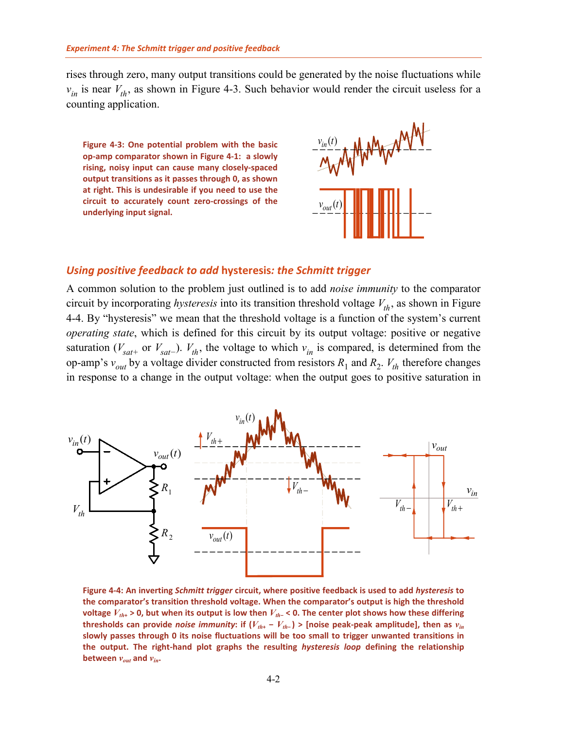rises through zero, many output transitions could be generated by the noise fluctuations while $v_{in}$ is near $V_{th}$, as shown in Figure 4-3. Such behavior would render the circuit useless for a counting application.

**Figure 4-3: One potential problem with the basic op-amp comparator shown in Figure 4-1: a slowly rising, noisy input can cause many closely-spaced output transitions as it passes through 0, as shown at right. This is undesirable if you need to use the circuit to accurately count zero-crossings of the underlying input signal.**

## *Using positive feedback to add* hysteresis*: the Schmitt trigger*

A common solution to the problem just outlined is to add *noise immunity* to the comparator circuit by incorporating *hysteresis* into its transition threshold voltage $V_{th}$, as shown in Figure 4-4. By "hysteresis" we mean that the threshold voltage is a function of the system's current *operating state*, which is defined for this circuit by its output voltage: positive or negative saturation ($V_{sat+}$ or $V_{sat-}$). $V_{th}$, the voltage to which $v_{in}$ is compared, is determined from the op-amp's $v_{out}$ by a voltage divider constructed from resistors $R_1$ and $R_2$. $V_{th}$ therefore changes in response to a change in the output voltage: when the output goes to positive saturation in

**Figure 4-4: An inverting *Schmitt trigger* circuit, where positive feedback is used to add *hysteresis* to the comparator's transition threshold voltage. When the comparator's output is high the threshold voltage $V_{th+} > 0$, but when its output is low then $V_{th-} < 0$. The center plot shows how these differing thresholds can provide *noise immunity*: if ($V_{th+} - V_{th-}$) > [noise peak-peak amplitude], then as $v_{in}$ slowly passes through 0 its noise fluctuations will be too small to trigger unwanted transitions in the output. The right-hand plot graphs the resulting *hysteresis loop* defining the relationship between $v_{out}$ and $v_{in}$.**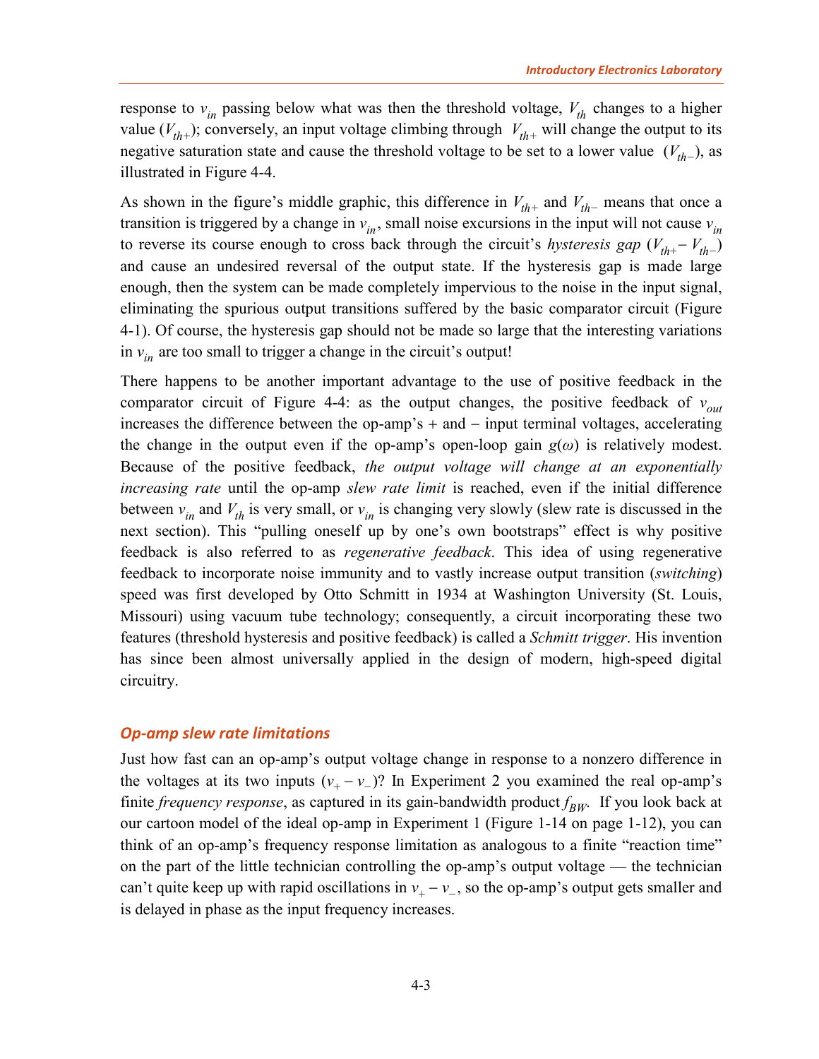response to $v_{in}$ passing below what was then the threshold voltage, $V_{th}$ changes to a higher value ($V_{th+}$); conversely, an input voltage climbing through $V_{th+}$ will change the output to its negative saturation state and cause the threshold voltage to be set to a lower value ($V_{th-}$), as illustrated in Figure 4-4.

As shown in the figure's middle graphic, this difference in $V_{th+}$ and $V_{th-}$ means that once a transition is triggered by a change in $v_{in}$, small noise excursions in the input will not cause $v_{in}$ to reverse its course enough to cross back through the circuit's *hysteresis gap* ($V_{th+} - V_{th-}$) and cause an undesired reversal of the output state. If the hysteresis gap is made large enough, then the system can be made completely impervious to the noise in the input signal, eliminating the spurious output transitions suffered by the basic comparator circuit (Figure 4-1). Of course, the hysteresis gap should not be made so large that the interesting variations in $v_{in}$ are too small to trigger a change in the circuit's output!

There happens to be another important advantage to the use of positive feedback in the comparator circuit of Figure 4-4: as the output changes, the positive feedback of $v_{out}$ increases the difference between the op-amp's + and − input terminal voltages, accelerating the change in the output even if the op-amp's open-loop gain $g(\omega)$ is relatively modest. Because of the positive feedback, *the output voltage will change at an exponentially increasing rate* until the op-amp *slew rate limit* is reached, even if the initial difference between $v_{in}$ and $V_{th}$ is very small, or $v_{in}$ is changing very slowly (slew rate is discussed in the next section). This "pulling oneself up by one's own bootstraps" effect is why positive feedback is also referred to as *regenerative feedback*. This idea of using regenerative feedback to incorporate noise immunity and to vastly increase output transition (*switching*) speed was first developed by Otto Schmitt in 1934 at Washington University (St. Louis, Missouri) using vacuum tube technology; consequently, a circuit incorporating these two features (threshold hysteresis and positive feedback) is called a *Schmitt trigger*. His invention has since been almost universally applied in the design of modern, high-speed digital circuitry.

### *Op-amp slew rate limitations*

Just how fast can an op-amp's output voltage change in response to a nonzero difference in the voltages at its two inputs ($v_+ - v_-$)? In Experiment 2 you examined the real op-amp's finite *frequency response*, as captured in its gain-bandwidth product $f_{BW}$. If you look back at our cartoon model of the ideal op-amp in Experiment 1 (Figure 1-14 on page 1-12), you can think of an op-amp's frequency response limitation as analogous to a finite "reaction time" on the part of the little technician controlling the op-amp's output voltage — the technician can't quite keep up with rapid oscillations in $v_+ - v_-$, so the op-amp's output gets smaller and is delayed in phase as the input frequency increases.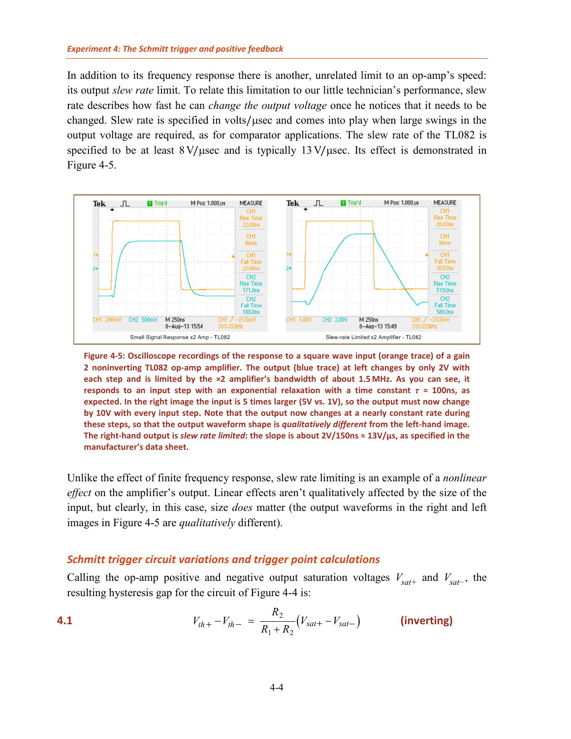In addition to its frequency response there is another, unrelated limit to an op-amp's speed: its output *slew rate* limit. To relate this limitation to our little technician's performance, slew rate describes how fast he can *change the output voltage* once he notices that it needs to be changed. Slew rate is specified in volts/μsec and comes into play when large swings in the output voltage are required, as for comparator applications. The slew rate of the TL082 is specified to be at least 8 V/μsec and is typically 13 V/μsec. Its effect is demonstrated in Figure 4-5.

**Figure 4-5: Oscilloscope recordings of the response to a square wave input (orange trace) of a gain 2 noninverting TL082 op-amp amplifier. The output (blue trace) at left changes by only 2V with each step and is limited by the ×2 amplifier's bandwidth of about 1.5 MHz. As you can see, it responds to an input step with an exponential relaxation with a time constant $\tau \approx$ 100ns, as expected. In the right image the input is 5 times larger (5V vs. 1V), so the output must now change by 10V with every input step. Note that the output now changes at a nearly constant rate during these steps, so that the output waveform shape is *qualitatively different* from the left-hand image. The right-hand output is *slew rate limited*: the slope is about 2V/150ns ≈ 13V/μs, as specified in the manufacturer's data sheet.**

Unlike the effect of finite frequency response, slew rate limiting is an example of a *nonlinear effect* on the amplifier's output. Linear effects aren't qualitatively affected by the size of the input, but clearly, in this case, size *does* matter (the output waveforms in the right and left images in Figure 4-5 are *qualitatively* different).

## Schmitt trigger circuit variations and trigger point calculations

Calling the op-amp positive and negative output saturation voltages $V_{sat+}$ and $V_{sat-}$, the resulting hysteresis gap for the circuit of Figure 4-4 is:

**4.1**
$$V_{th+} - V_{th-} = \frac{R_2}{R_1 + R_2}\left(V_{sat+} - V_{sat-}\right) \qquad \textbf{(inverting)}$$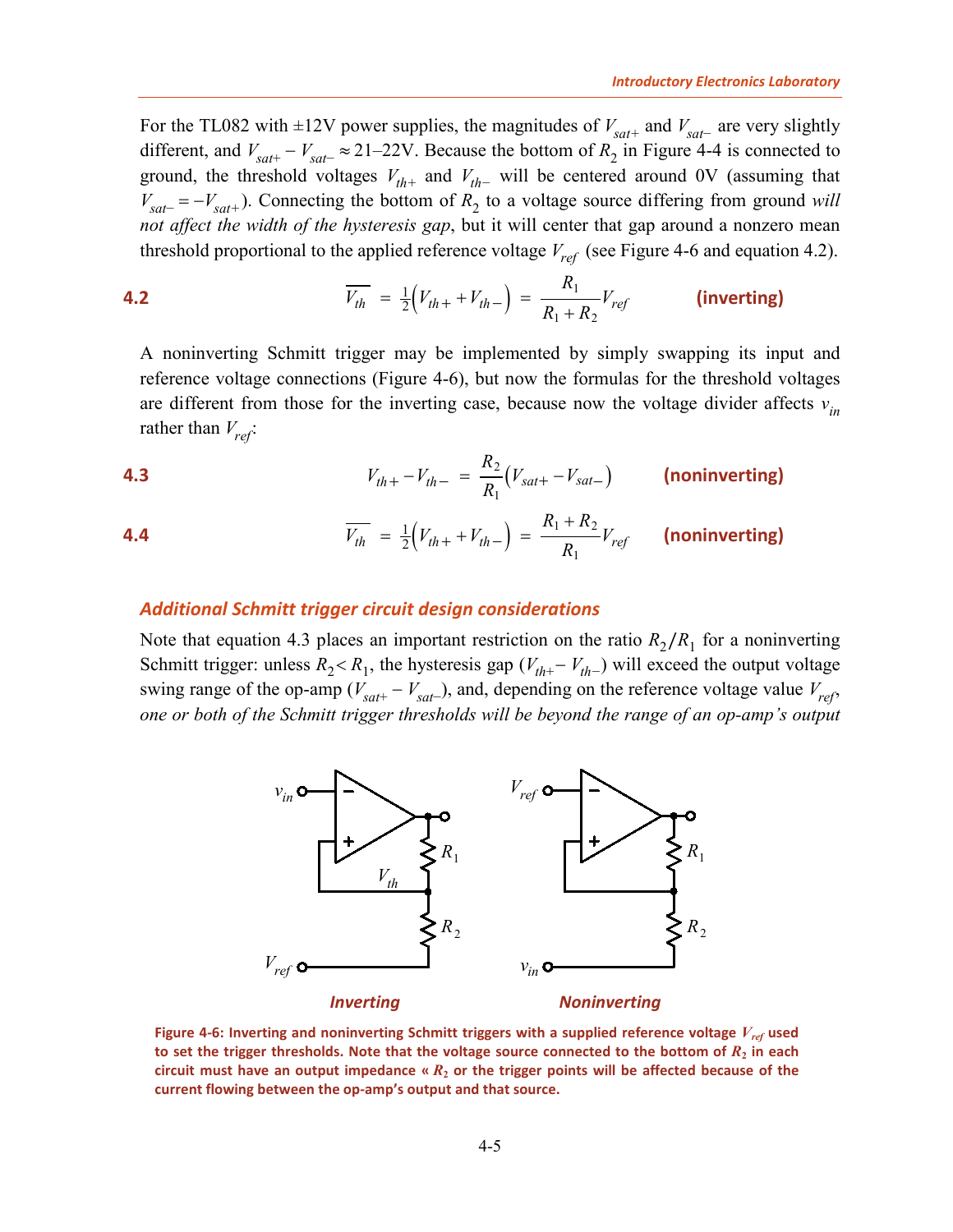For the TL082 with ±12V power supplies, the magnitudes of $V_{sat+}$ and $V_{sat-}$ are very slightly different, and $V_{sat+} - V_{sat-} \approx 21$–22V. Because the bottom of $R_2$ in Figure 4-4 is connected to ground, the threshold voltages $V_{th+}$ and $V_{th-}$ will be centered around 0V (assuming that $V_{sat-} = -V_{sat+}$). Connecting the bottom of $R_2$ to a voltage source differing from ground *will not affect the width of the hysteresis gap*, but it will center that gap around a nonzero mean threshold proportional to the applied reference voltage $V_{ref}$ (see Figure 4-6 and equation 4.2).

**4.2**

$$\overline{V_{th}} = \tfrac{1}{2}\left(V_{th+} + V_{th-}\right) = \frac{R_1}{R_1 + R_2} V_{ref} \qquad \textbf{(inverting)}$$

A noninverting Schmitt trigger may be implemented by simply swapping its input and reference voltage connections (Figure 4-6), but now the formulas for the threshold voltages are different from those for the inverting case, because now the voltage divider affects $v_{in}$ rather than $V_{ref}$:

**4.3**

$$V_{th+} - V_{th-} = \frac{R_2}{R_1}\left(V_{sat+} - V_{sat-}\right) \qquad \textbf{(noninverting)}$$

**4.4**

$$\overline{V_{th}} = \tfrac{1}{2}\left(V_{th+} + V_{th-}\right) = \frac{R_1 + R_2}{R_1} V_{ref} \qquad \textbf{(noninverting)}$$

### *Additional Schmitt trigger circuit design considerations*

Note that equation 4.3 places an important restriction on the ratio $R_2/R_1$ for a noninverting Schmitt trigger: unless $R_2 < R_1$, the hysteresis gap ($V_{th+} - V_{th-}$) will exceed the output voltage swing range of the op-amp ($V_{sat+} - V_{sat-}$), and, depending on the reference voltage value $V_{ref}$, *one or both of the Schmitt trigger thresholds will be beyond the range of an op-amp's output*

**Figure 4-6: Inverting and noninverting Schmitt triggers with a supplied reference voltage $V_{ref}$ used to set the trigger thresholds. Note that the voltage source connected to the bottom of $R_2$ in each circuit must have an output impedance « $R_2$ or the trigger points will be affected because of the current flowing between the op-amp's output and that source.**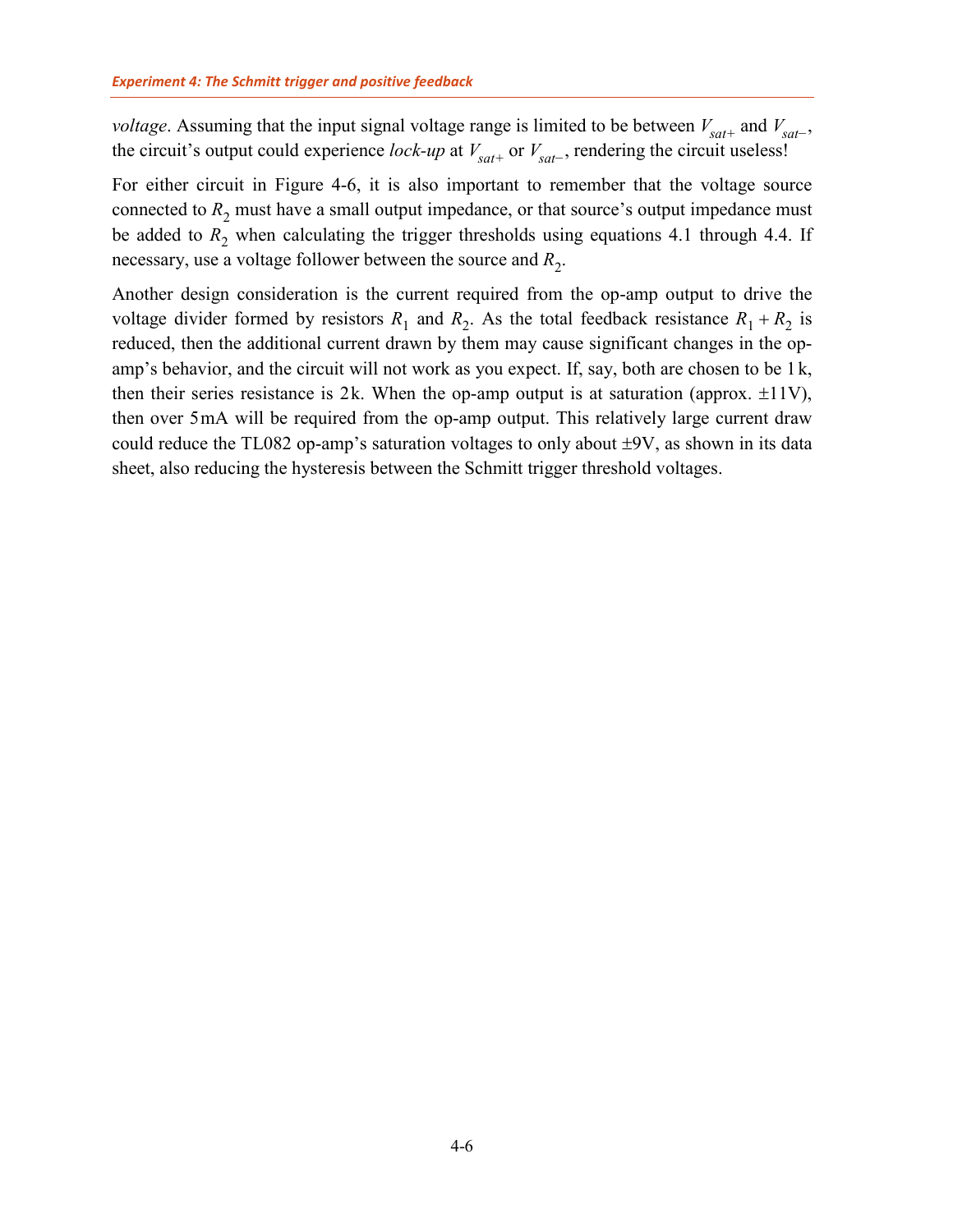*voltage*. Assuming that the input signal voltage range is limited to be between $V_{sat+}$ and $V_{sat-}$, the circuit's output could experience *lock-up* at $V_{sat+}$ or $V_{sat-}$, rendering the circuit useless!

For either circuit in Figure 4-6, it is also important to remember that the voltage source connected to $R_2$ must have a small output impedance, or that source's output impedance must be added to $R_2$ when calculating the trigger thresholds using equations 4.1 through 4.4. If necessary, use a voltage follower between the source and $R_2$.

Another design consideration is the current required from the op-amp output to drive the voltage divider formed by resistors $R_1$ and $R_2$. As the total feedback resistance $R_1 + R_2$ is reduced, then the additional current drawn by them may cause significant changes in the op-amp's behavior, and the circuit will not work as you expect. If, say, both are chosen to be 1k, then their series resistance is 2k. When the op-amp output is at saturation (approx. ±11V), then over 5mA will be required from the op-amp output. This relatively large current draw could reduce the TL082 op-amp's saturation voltages to only about ±9V, as shown in its data sheet, also reducing the hysteresis between the Schmitt trigger threshold voltages.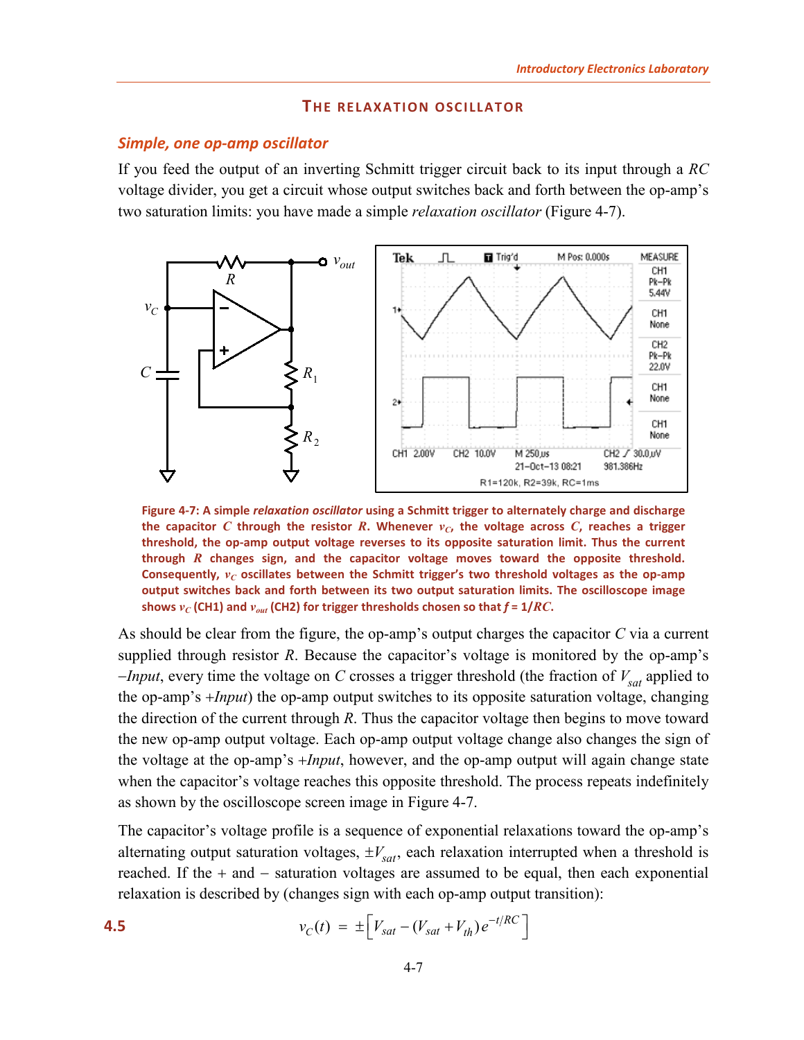## THE RELAXATION OSCILLATOR

### *Simple, one op-amp oscillator*

If you feed the output of an inverting Schmitt trigger circuit back to its input through a *RC* voltage divider, you get a circuit whose output switches back and forth between the op-amp's two saturation limits: you have made a simple *relaxation oscillator* (Figure 4-7).

**Figure 4-7: A simple *relaxation oscillator* using a Schmitt trigger to alternately charge and discharge the capacitor $C$ through the resistor $R$. Whenever $v_C$, the voltage across $C$, reaches a trigger threshold, the op-amp output voltage reverses to its opposite saturation limit. Thus the current through $R$ changes sign, and the capacitor voltage moves toward the opposite threshold. Consequently, $v_C$ oscillates between the Schmitt trigger's two threshold voltages as the op-amp output switches back and forth between its two output saturation limits. The oscilloscope image shows $v_C$ (CH1) and $v_{out}$ (CH2) for trigger thresholds chosen so that $f = 1/RC$.**

As should be clear from the figure, the op-amp's output charges the capacitor $C$ via a current supplied through resistor $R$. Because the capacitor's voltage is monitored by the op-amp's *–Input*, every time the voltage on $C$ crosses a trigger threshold (the fraction of $V_{sat}$ applied to the op-amp's *+Input*) the op-amp output switches to its opposite saturation voltage, changing the direction of the current through $R$. Thus the capacitor voltage then begins to move toward the new op-amp output voltage. Each op-amp output voltage change also changes the sign of the voltage at the op-amp's *+Input*, however, and the op-amp output will again change state when the capacitor's voltage reaches this opposite threshold. The process repeats indefinitely as shown by the oscilloscope screen image in Figure 4-7.

The capacitor's voltage profile is a sequence of exponential relaxations toward the op-amp's alternating output saturation voltages, $\pm V_{sat}$, each relaxation interrupted when a threshold is reached. If the + and − saturation voltages are assumed to be equal, then each exponential relaxation is described by (changes sign with each op-amp output transition):

$$v_C(t) = \pm\left[V_{sat} - (V_{sat} + V_{th})e^{-t/RC}\right] \tag{4.5}$$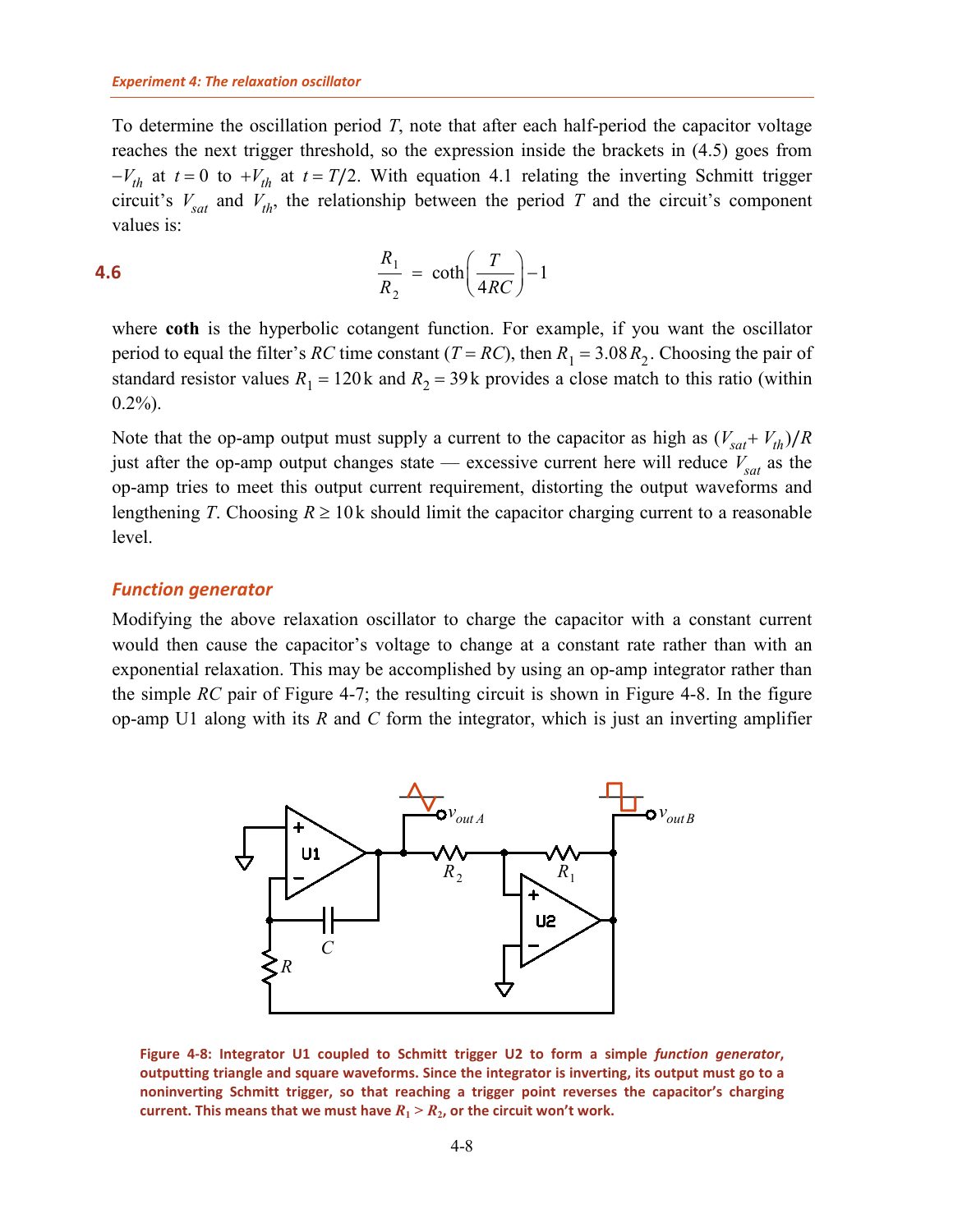To determine the oscillation period $T$, note that after each half-period the capacitor voltage reaches the next trigger threshold, so the expression inside the brackets in (4.5) goes from $-V_{th}$ at $t=0$ to $+V_{th}$ at $t=T/2$. With equation 4.1 relating the inverting Schmitt trigger circuit's $V_{sat}$ and $V_{th}$, the relationship between the period $T$ and the circuit's component values is:

$$\frac{R_1}{R_2} = \coth\left(\frac{T}{4RC}\right) - 1 \tag{4.6}$$

where **coth** is the hyperbolic cotangent function. For example, if you want the oscillator period to equal the filter's $RC$ time constant ($T = RC$), then $R_1 = 3.08\,R_2$. Choosing the pair of standard resistor values $R_1 = 120\,\text{k}$ and $R_2 = 39\,\text{k}$ provides a close match to this ratio (within 0.2%).

Note that the op-amp output must supply a current to the capacitor as high as $(V_{sat} + V_{th})/R$ just after the op-amp output changes state — excessive current here will reduce $V_{sat}$ as the op-amp tries to meet this output current requirement, distorting the output waveforms and lengthening $T$. Choosing $R \geq 10\,\text{k}$ should limit the capacitor charging current to a reasonable level.

### *Function generator*

Modifying the above relaxation oscillator to charge the capacitor with a constant current would then cause the capacitor's voltage to change at a constant rate rather than with an exponential relaxation. This may be accomplished by using an op-amp integrator rather than the simple $RC$ pair of Figure 4-7; the resulting circuit is shown in Figure 4-8. In the figure op-amp U1 along with its $R$ and $C$ form the integrator, which is just an inverting amplifier

**Figure 4-8: Integrator U1 coupled to Schmitt trigger U2 to form a simple *function generator*, outputting triangle and square waveforms. Since the integrator is inverting, its output must go to a noninverting Schmitt trigger, so that reaching a trigger point reverses the capacitor's charging current. This means that we must have $R_1 > R_2$, or the circuit won't work.**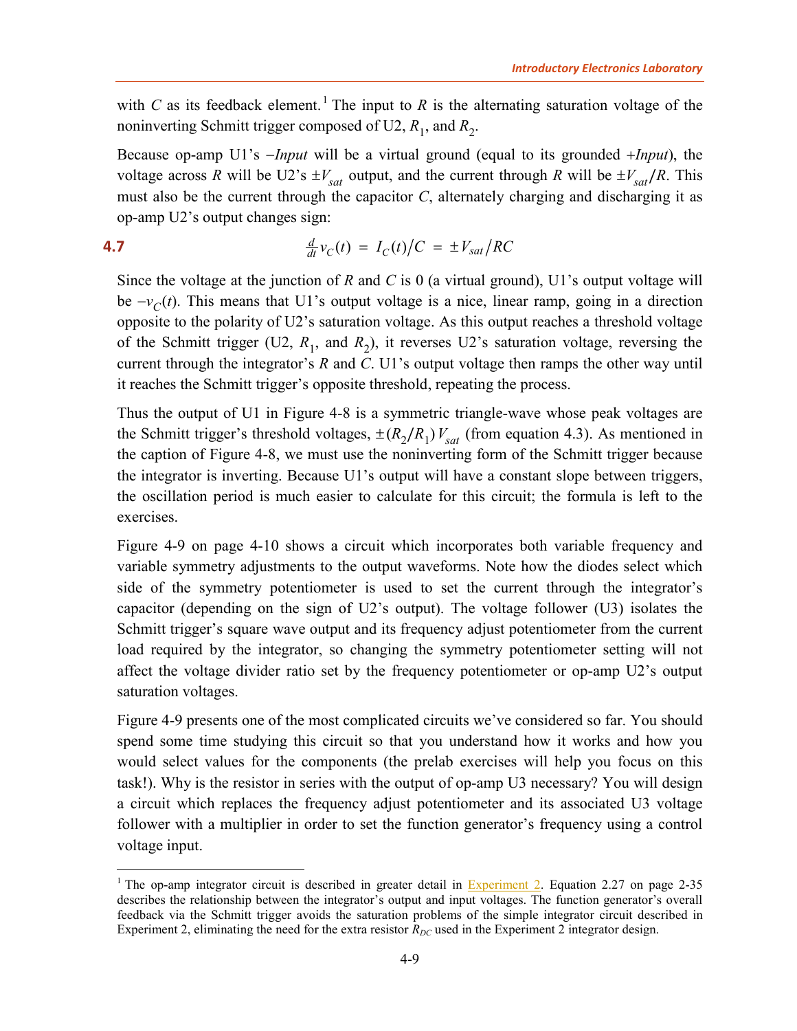with $C$ as its feedback element.[1] The input to $R$ is the alternating saturation voltage of the noninverting Schmitt trigger composed of U2, $R_1$, and $R_2$.

Because op-amp U1's $-Input$ will be a virtual ground (equal to its grounded $+Input$), the voltage across $R$ will be U2's $\pm V_{sat}$ output, and the current through $R$ will be $\pm V_{sat}/R$. This must also be the current through the capacitor $C$, alternately charging and discharging it as op-amp U2's output changes sign:

$$\frac{d}{dt} v_C(t) = I_C(t)/C = \pm V_{sat}/RC \tag{4.7}$$

Since the voltage at the junction of $R$ and $C$ is 0 (a virtual ground), U1's output voltage will be $-v_C(t)$. This means that U1's output voltage is a nice, linear ramp, going in a direction opposite to the polarity of U2's saturation voltage. As this output reaches a threshold voltage of the Schmitt trigger (U2, $R_1$, and $R_2$), it reverses U2's saturation voltage, reversing the current through the integrator's $R$ and $C$. U1's output voltage then ramps the other way until it reaches the Schmitt trigger's opposite threshold, repeating the process.

Thus the output of U1 in Figure 4-8 is a symmetric triangle-wave whose peak voltages are the Schmitt trigger's threshold voltages, $\pm(R_2/R_1)\,V_{sat}$ (from equation 4.3). As mentioned in the caption of Figure 4-8, we must use the noninverting form of the Schmitt trigger because the integrator is inverting. Because U1's output will have a constant slope between triggers, the oscillation period is much easier to calculate for this circuit; the formula is left to the exercises.

Figure 4-9 on page 4-10 shows a circuit which incorporates both variable frequency and variable symmetry adjustments to the output waveforms. Note how the diodes select which side of the symmetry potentiometer is used to set the current through the integrator's capacitor (depending on the sign of U2's output). The voltage follower (U3) isolates the Schmitt trigger's square wave output and its frequency adjust potentiometer from the current load required by the integrator, so changing the symmetry potentiometer setting will not affect the voltage divider ratio set by the frequency potentiometer or op-amp U2's output saturation voltages.

Figure 4-9 presents one of the most complicated circuits we've considered so far. You should spend some time studying this circuit so that you understand how it works and how you would select values for the components (the prelab exercises will help you focus on this task!). Why is the resistor in series with the output of op-amp U3 necessary? You will design a circuit which replaces the frequency adjust potentiometer and its associated U3 voltage follower with a multiplier in order to set the function generator's frequency using a control voltage input.

---

[1] The op-amp integrator circuit is described in greater detail in Experiment 2. Equation 2.27 on page 2-35 describes the relationship between the integrator's output and input voltages. The function generator's overall feedback via the Schmitt trigger avoids the saturation problems of the simple integrator circuit described in Experiment 2, eliminating the need for the extra resistor $R_{DC}$ used in the Experiment 2 integrator design.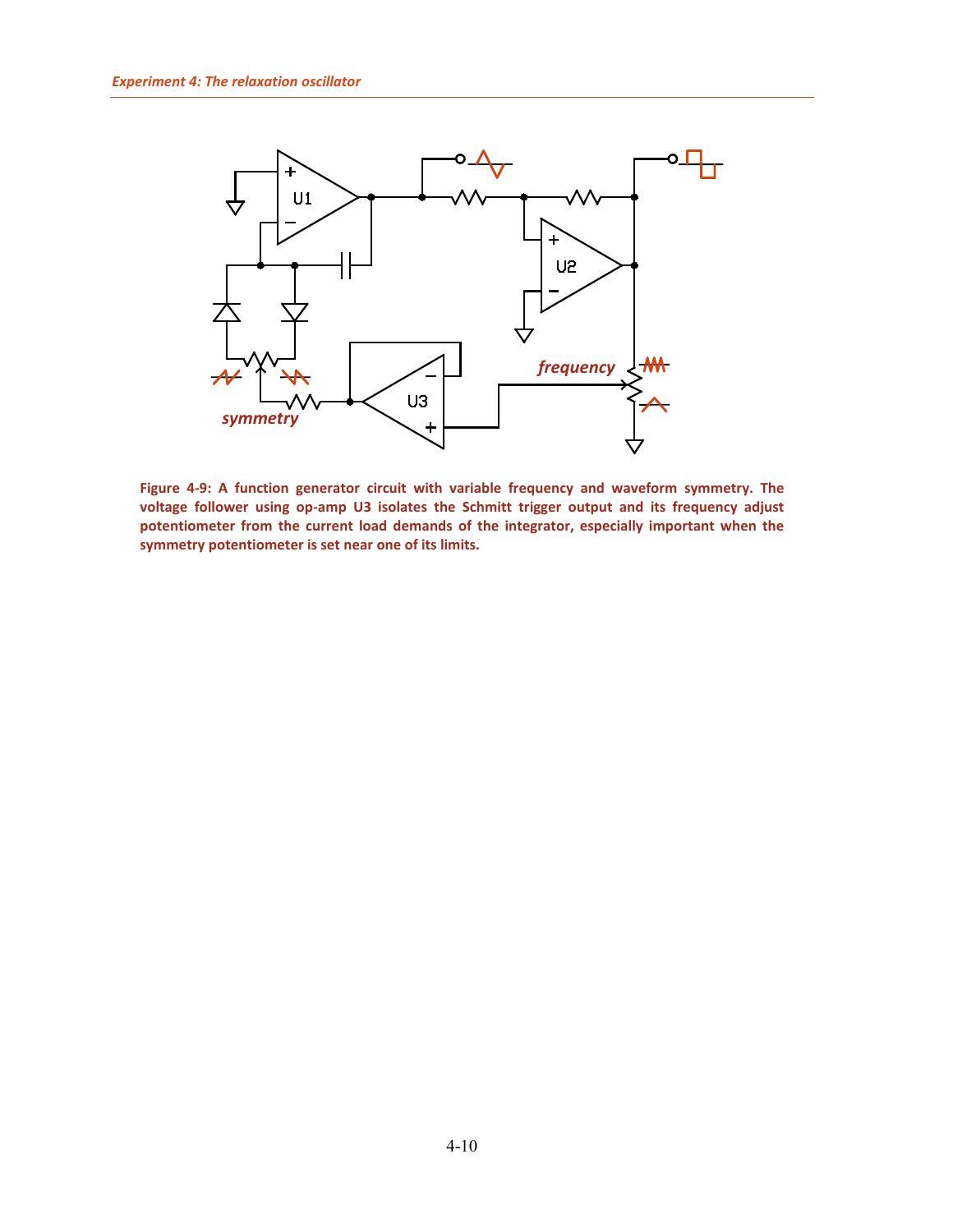**Figure 4-9: A function generator circuit with variable frequency and waveform symmetry. The voltage follower using op-amp U3 isolates the Schmitt trigger output and its frequency adjust potentiometer from the current load demands of the integrator, especially important when the symmetry potentiometer is set near one of its limits.**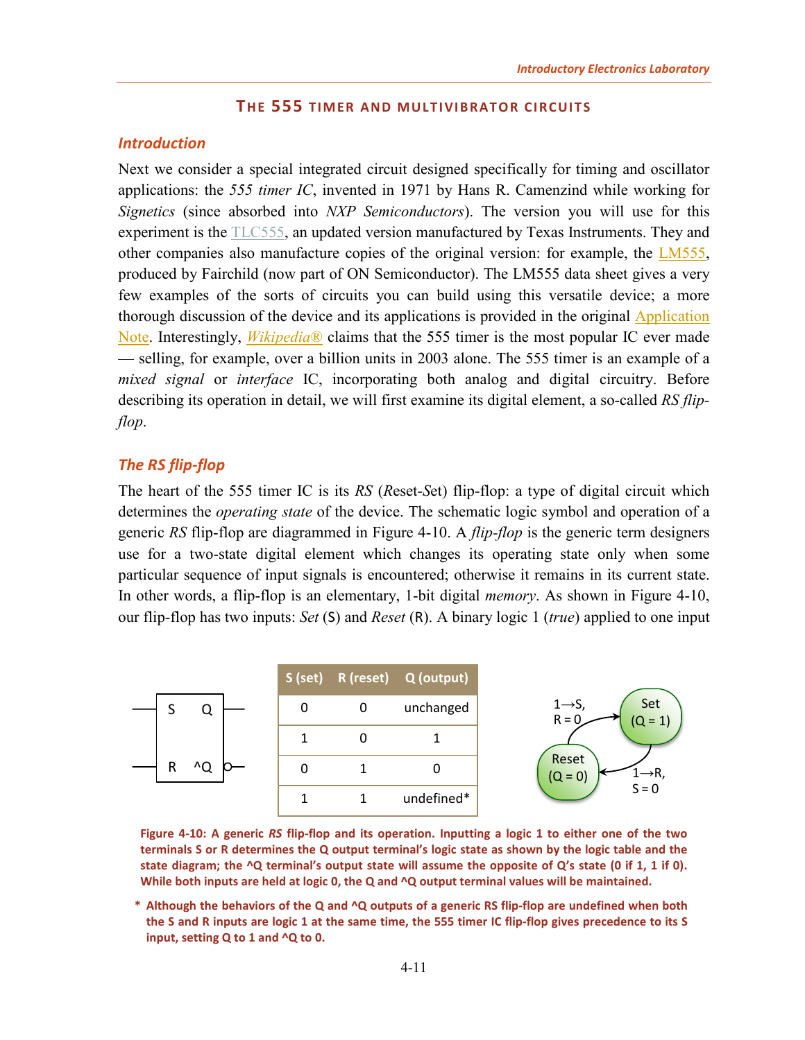## The 555 Timer and Multivibrator Circuits

### *Introduction*

Next we consider a special integrated circuit designed specifically for timing and oscillator applications: the *555 timer IC*, invented in 1971 by Hans R. Camenzind while working for *Signetics* (since absorbed into *NXP Semiconductors*). The version you will use for this experiment is the TLC555, an updated version manufactured by Texas Instruments. They and other companies also manufacture copies of the original version: for example, the LM555, produced by Fairchild (now part of ON Semiconductor). The LM555 data sheet gives a very few examples of the sorts of circuits you can build using this versatile device; a more thorough discussion of the device and its applications is provided in the original Application Note. Interestingly, *Wikipedia®* claims that the 555 timer is the most popular IC ever made — selling, for example, over a billion units in 2003 alone. The 555 timer is an example of a *mixed signal* or *interface* IC, incorporating both analog and digital circuitry. Before describing its operation in detail, we will first examine its digital element, a so-called *RS flip-flop*.

### *The RS flip-flop*

The heart of the 555 timer IC is its *RS* (*R*eset-*S*et) flip-flop: a type of digital circuit which determines the *operating state* of the device. The schematic logic symbol and operation of a generic *RS* flip-flop are diagrammed in Figure 4-10. A *flip-flop* is the generic term designers use for a two-state digital element which changes its operating state only when some particular sequence of input signals is encountered; otherwise it remains in its current state. In other words, a flip-flop is an elementary, 1-bit digital *memory*. As shown in Figure 4-10, our flip-flop has two inputs: *Set* (S) and *Reset* (R). A binary logic 1 (*true*) applied to one input

| S (set) | R (reset) | Q (output) |
|---|---|---|
| 0 | 0 | unchanged |
| 1 | 0 | 1 |
| 0 | 1 | 0 |
| 1 | 1 | undefined* |

**Figure 4-10: A generic *RS* flip-flop and its operation. Inputting a logic 1 to either one of the two terminals S or R determines the Q output terminal's logic state as shown by the logic table and the state diagram; the ^Q terminal's output state will assume the opposite of Q's state (0 if 1, 1 if 0). While both inputs are held at logic 0, the Q and ^Q output terminal values will be maintained.**

**\* Although the behaviors of the Q and ^Q outputs of a generic RS flip-flop are undefined when both the S and R inputs are logic 1 at the same time, the 555 timer IC flip-flop gives precedence to its S input, setting Q to 1 and ^Q to 0.**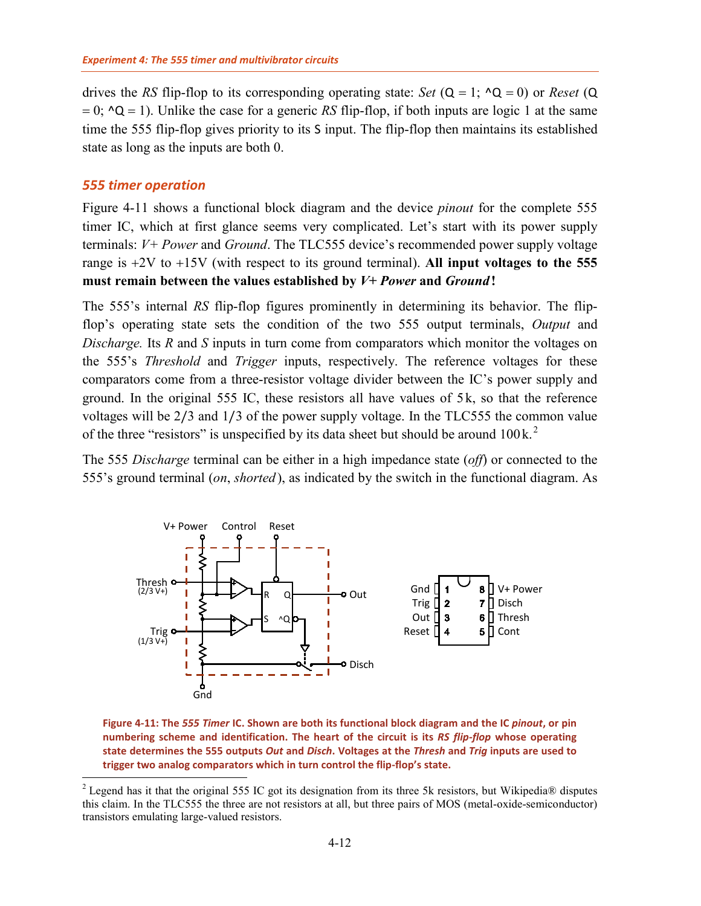drives the *RS* flip-flop to its corresponding operating state: *Set* (Q = 1; ^Q = 0) or *Reset* (Q = 0; ^Q = 1). Unlike the case for a generic *RS* flip-flop, if both inputs are logic 1 at the same time the 555 flip-flop gives priority to its S input. The flip-flop then maintains its established state as long as the inputs are both 0.

### *555 timer operation*

Figure 4-11 shows a functional block diagram and the device *pinout* for the complete 555 timer IC, which at first glance seems very complicated. Let's start with its power supply terminals: *V+ Power* and *Ground*. The TLC555 device's recommended power supply voltage range is +2V to +15V (with respect to its ground terminal). **All input voltages to the 555 must remain between the values established by *V+ Power* and *Ground*!**

The 555's internal *RS* flip-flop figures prominently in determining its behavior. The flip-flop's operating state sets the condition of the two 555 output terminals, *Output* and *Discharge.* Its *R* and *S* inputs in turn come from comparators which monitor the voltages on the 555's *Threshold* and *Trigger* inputs, respectively. The reference voltages for these comparators come from a three-resistor voltage divider between the IC's power supply and ground. In the original 555 IC, these resistors all have values of 5k, so that the reference voltages will be 2/3 and 1/3 of the power supply voltage. In the TLC555 the common value of the three "resistors" is unspecified by its data sheet but should be around 100k.[2]

The 555 *Discharge* terminal can be either in a high impedance state (*off*) or connected to the 555's ground terminal (*on*, *shorted*), as indicated by the switch in the functional diagram. As

**Figure 4-11: The *555 Timer* IC. Shown are both its functional block diagram and the IC *pinout*, or pin numbering scheme and identification. The heart of the circuit is its *RS flip-flop* whose operating state determines the 555 outputs *Out* and *Disch*. Voltages at the *Thresh* and *Trig* inputs are used to trigger two analog comparators which in turn control the flip-flop's state.**

[2] Legend has it that the original 555 IC got its designation from its three 5k resistors, but Wikipedia® disputes this claim. In the TLC555 the three are not resistors at all, but three pairs of MOS (metal-oxide-semiconductor) transistors emulating large-valued resistors.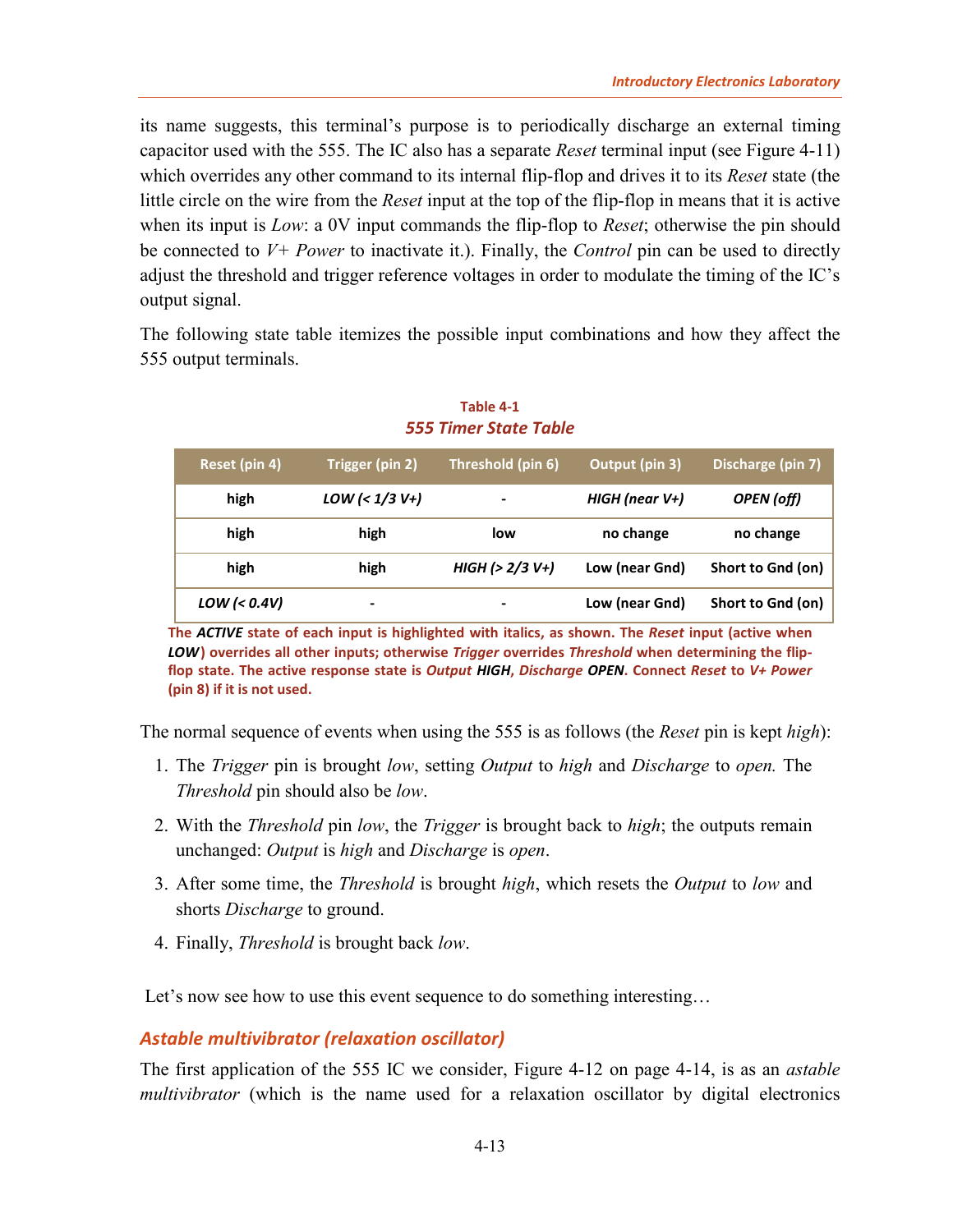its name suggests, this terminal's purpose is to periodically discharge an external timing capacitor used with the 555. The IC also has a separate *Reset* terminal input (see Figure 4-11) which overrides any other command to its internal flip-flop and drives it to its *Reset* state (the little circle on the wire from the *Reset* input at the top of the flip-flop in means that it is active when its input is *Low*: a 0V input commands the flip-flop to *Reset*; otherwise the pin should be connected to *V+ Power* to inactivate it.). Finally, the *Control* pin can be used to directly adjust the threshold and trigger reference voltages in order to modulate the timing of the IC's output signal.

The following state table itemizes the possible input combinations and how they affect the 555 output terminals.

**Table 4-1**
***555 Timer State Table***

| Reset (pin 4) | Trigger (pin 2) | Threshold (pin 6) | Output (pin 3) | Discharge (pin 7) |
|---|---|---|---|---|
| high | *LOW (< 1/3 V+)* | - | *HIGH (near V+)* | *OPEN (off)* |
| high | high | low | no change | no change |
| high | high | *HIGH (> 2/3 V+)* | Low (near Gnd) | Short to Gnd (on) |
| *LOW (< 0.4V)* | - | - | Low (near Gnd) | Short to Gnd (on) |

The ***ACTIVE*** state of each input is highlighted with italics, as shown. The *Reset* input (active when ***LOW***) overrides all other inputs; otherwise *Trigger* overrides *Threshold* when determining the flip-flop state. The active response state is *Output* **HIGH**, *Discharge* ***OPEN***. Connect *Reset* to *V+ Power* (pin 8) if it is not used.

The normal sequence of events when using the 555 is as follows (the *Reset* pin is kept *high*):

1. The *Trigger* pin is brought *low*, setting *Output* to *high* and *Discharge* to *open.* The *Threshold* pin should also be *low*.
2. With the *Threshold* pin *low*, the *Trigger* is brought back to *high*; the outputs remain unchanged: *Output* is *high* and *Discharge* is *open*.
3. After some time, the *Threshold* is brought *high*, which resets the *Output* to *low* and shorts *Discharge* to ground.
4. Finally, *Threshold* is brought back *low*.

Let's now see how to use this event sequence to do something interesting…

### *Astable multivibrator (relaxation oscillator)*

The first application of the 555 IC we consider, Figure 4-12 on page 4-14, is as an *astable multivibrator* (which is the name used for a relaxation oscillator by digital electronics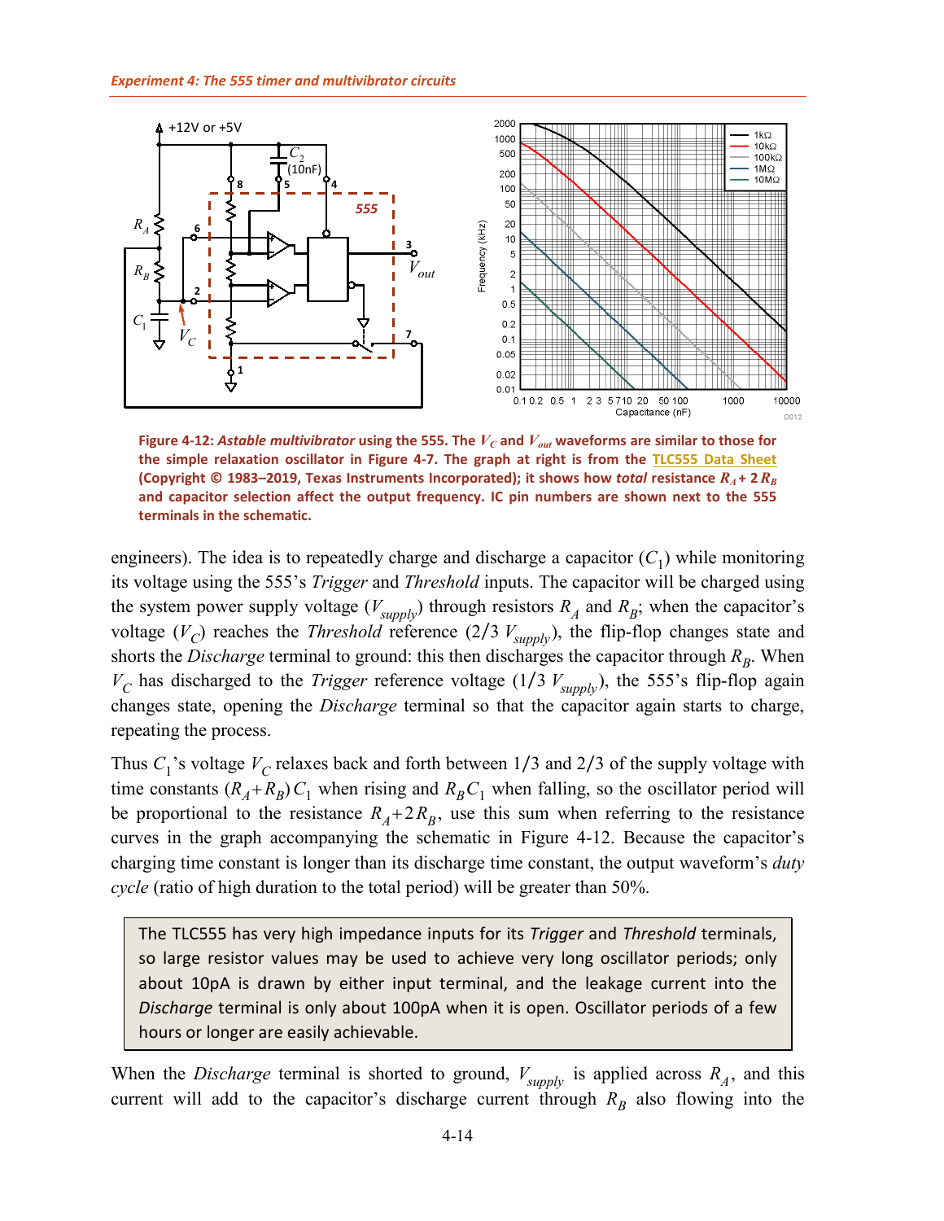Figure 4-12: ***Astable multivibrator*** **using the 555. The $V_C$ and $V_{out}$ waveforms are similar to those for the simple relaxation oscillator in Figure 4-7. The graph at right is from the TLC555 Data Sheet (Copyright © 1983–2019, Texas Instruments Incorporated); it shows how *total* resistance $R_A + 2\,R_B$ and capacitor selection affect the output frequency. IC pin numbers are shown next to the 555 terminals in the schematic.**

engineers). The idea is to repeatedly charge and discharge a capacitor ($C_1$) while monitoring its voltage using the 555's *Trigger* and *Threshold* inputs. The capacitor will be charged using the system power supply voltage ($V_{supply}$) through resistors $R_A$ and $R_B$; when the capacitor's voltage ($V_C$) reaches the *Threshold* reference ($2/3\ V_{supply}$), the flip-flop changes state and shorts the *Discharge* terminal to ground: this then discharges the capacitor through $R_B$. When $V_C$ has discharged to the *Trigger* reference voltage ($1/3\ V_{supply}$), the 555's flip-flop again changes state, opening the *Discharge* terminal so that the capacitor again starts to charge, repeating the process.

Thus $C_1$'s voltage $V_C$ relaxes back and forth between 1/3 and 2/3 of the supply voltage with time constants $(R_A+R_B)\,C_1$ when rising and $R_B C_1$ when falling, so the oscillator period will be proportional to the resistance $R_A+2R_B$, use this sum when referring to the resistance curves in the graph accompanying the schematic in Figure 4-12. Because the capacitor's charging time constant is longer than its discharge time constant, the output waveform's *duty cycle* (ratio of high duration to the total period) will be greater than 50%.

> The TLC555 has very high impedance inputs for its *Trigger* and *Threshold* terminals, so large resistor values may be used to achieve very long oscillator periods; only about 10pA is drawn by either input terminal, and the leakage current into the *Discharge* terminal is only about 100pA when it is open. Oscillator periods of a few hours or longer are easily achievable.

When the *Discharge* terminal is shorted to ground, $V_{supply}$ is applied across $R_A$, and this current will add to the capacitor's discharge current through $R_B$ also flowing into the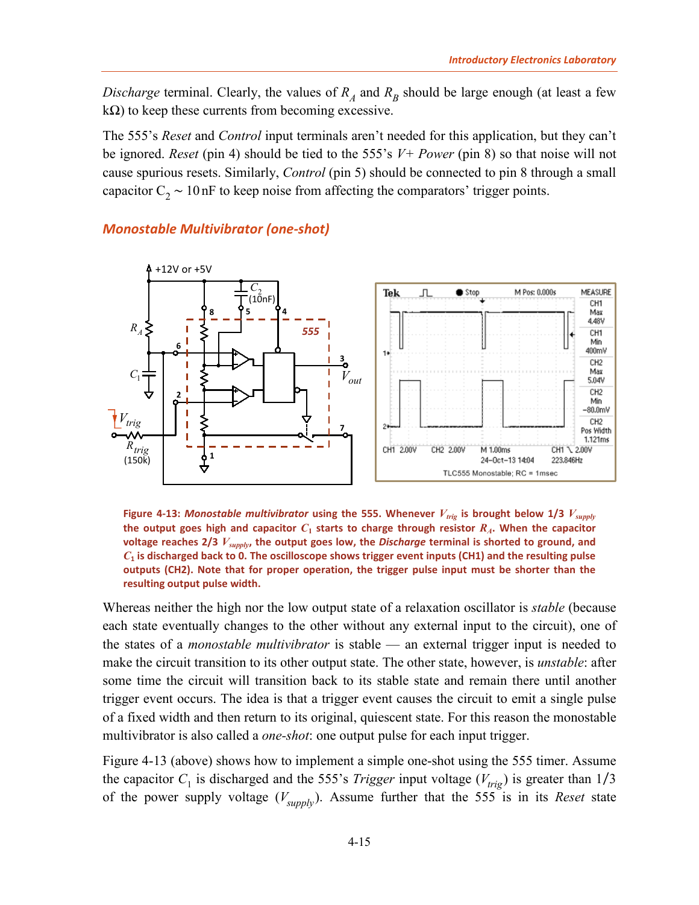*Discharge* terminal. Clearly, the values of $R_A$ and $R_B$ should be large enough (at least a few kΩ) to keep these currents from becoming excessive.

The 555's *Reset* and *Control* input terminals aren't needed for this application, but they can't be ignored. *Reset* (pin 4) should be tied to the 555's *V+ Power* (pin 8) so that noise will not cause spurious resets. Similarly, *Control* (pin 5) should be connected to pin 8 through a small capacitor $C_2 \sim 10\,\text{nF}$ to keep noise from affecting the comparators' trigger points.

### Monostable Multivibrator (one-shot)

**Figure 4-13:** ***Monostable multivibrator*** **using the 555. Whenever $V_{trig}$ is brought below 1/3 $V_{supply}$ the output goes high and capacitor $C_1$ starts to charge through resistor $R_A$. When the capacitor voltage reaches 2/3 $V_{supply}$, the output goes low, the *Discharge* terminal is shorted to ground, and $C_1$ is discharged back to 0. The oscilloscope shows trigger event inputs (CH1) and the resulting pulse outputs (CH2). Note that for proper operation, the trigger pulse input must be shorter than the resulting output pulse width.**

Whereas neither the high nor the low output state of a relaxation oscillator is *stable* (because each state eventually changes to the other without any external input to the circuit), one of the states of a *monostable multivibrator* is stable — an external trigger input is needed to make the circuit transition to its other output state. The other state, however, is *unstable*: after some time the circuit will transition back to its stable state and remain there until another trigger event occurs. The idea is that a trigger event causes the circuit to emit a single pulse of a fixed width and then return to its original, quiescent state. For this reason the monostable multivibrator is also called a *one-shot*: one output pulse for each input trigger.

Figure 4-13 (above) shows how to implement a simple one-shot using the 555 timer. Assume the capacitor $C_1$ is discharged and the 555's *Trigger* input voltage ($V_{trig}$) is greater than 1/3 of the power supply voltage ($V_{supply}$). Assume further that the 555 is in its *Reset* state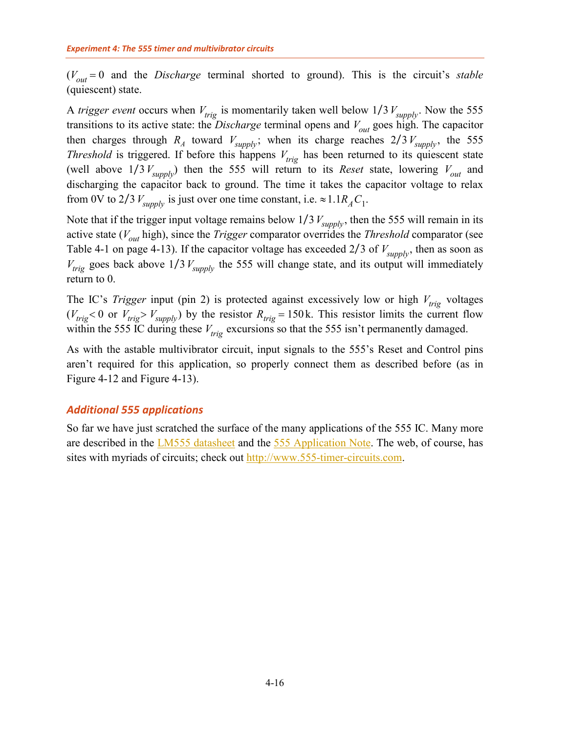($V_{out} = 0$ and the *Discharge* terminal shorted to ground). This is the circuit's *stable* (quiescent) state.

A *trigger event* occurs when $V_{trig}$ is momentarily taken well below $1/3\,V_{supply}$. Now the 555 transitions to its active state: the *Discharge* terminal opens and $V_{out}$ goes high. The capacitor then charges through $R_A$ toward $V_{supply}$; when its charge reaches $2/3\,V_{supply}$, the 555 *Threshold* is triggered. If before this happens $V_{trig}$ has been returned to its quiescent state (well above $1/3\,V_{supply}$) then the 555 will return to its *Reset* state, lowering $V_{out}$ and discharging the capacitor back to ground. The time it takes the capacitor voltage to relax from 0V to $2/3\,V_{supply}$ is just over one time constant, i.e. $\approx 1.1 R_A C_1$.

Note that if the trigger input voltage remains below $1/3\,V_{supply}$, then the 555 will remain in its active state ($V_{out}$ high), since the *Trigger* comparator overrides the *Threshold* comparator (see Table 4-1 on page 4-13). If the capacitor voltage has exceeded 2/3 of $V_{supply}$, then as soon as $V_{trig}$ goes back above $1/3\,V_{supply}$ the 555 will change state, and its output will immediately return to 0.

The IC's *Trigger* input (pin 2) is protected against excessively low or high $V_{trig}$ voltages ($V_{trig} < 0$ or $V_{trig} > V_{supply}$) by the resistor $R_{trig} = 150\,\text{k}$. This resistor limits the current flow within the 555 IC during these $V_{trig}$ excursions so that the 555 isn't permanently damaged.

As with the astable multivibrator circuit, input signals to the 555's Reset and Control pins aren't required for this application, so properly connect them as described before (as in Figure 4-12 and Figure 4-13).

## *Additional 555 applications*

So far we have just scratched the surface of the many applications of the 555 IC. Many more are described in the LM555 datasheet and the 555 Application Note. The web, of course, has sites with myriads of circuits; check out http://www.555-timer-circuits.com.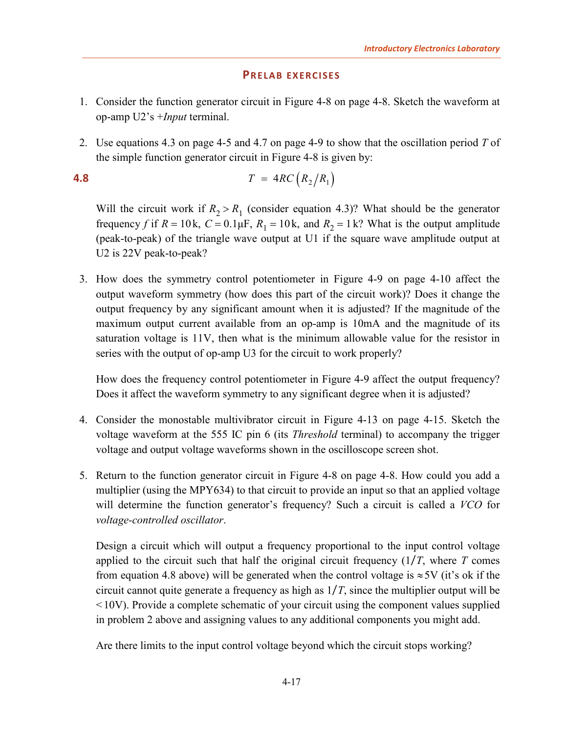## PRELAB EXERCISES

1. Consider the function generator circuit in Figure 4-8 on page 4-8. Sketch the waveform at op-amp U2's +*Input* terminal.

2. Use equations 4.3 on page 4-5 and 4.7 on page 4-9 to show that the oscillation period $T$ of the simple function generator circuit in Figure 4-8 is given by:

$$T = 4RC\left(R_2/R_1\right) \tag{4.8}$$

   Will the circuit work if $R_2 > R_1$ (consider equation 4.3)? What should be the generator frequency $f$ if $R = 10\,\text{k}$, $C = 0.1\,\mu\text{F}$, $R_1 = 10\,\text{k}$, and $R_2 = 1\,\text{k}$? What is the output amplitude (peak-to-peak) of the triangle wave output at U1 if the square wave amplitude output at U2 is 22V peak-to-peak?

3. How does the symmetry control potentiometer in Figure 4-9 on page 4-10 affect the output waveform symmetry (how does this part of the circuit work)? Does it change the output frequency by any significant amount when it is adjusted? If the magnitude of the maximum output current available from an op-amp is 10mA and the magnitude of its saturation voltage is 11V, then what is the minimum allowable value for the resistor in series with the output of op-amp U3 for the circuit to work properly?

   How does the frequency control potentiometer in Figure 4-9 affect the output frequency? Does it affect the waveform symmetry to any significant degree when it is adjusted?

4. Consider the monostable multivibrator circuit in Figure 4-13 on page 4-15. Sketch the voltage waveform at the 555 IC pin 6 (its *Threshold* terminal) to accompany the trigger voltage and output voltage waveforms shown in the oscilloscope screen shot.

5. Return to the function generator circuit in Figure 4-8 on page 4-8. How could you add a multiplier (using the MPY634) to that circuit to provide an input so that an applied voltage will determine the function generator's frequency? Such a circuit is called a *VCO* for *voltage-controlled oscillator*.

   Design a circuit which will output a frequency proportional to the input control voltage applied to the circuit such that half the original circuit frequency ($1/T$, where $T$ comes from equation 4.8 above) will be generated when the control voltage is $\approx 5\text{V}$ (it's ok if the circuit cannot quite generate a frequency as high as $1/T$, since the multiplier output will be $< 10\text{V}$). Provide a complete schematic of your circuit using the component values supplied in problem 2 above and assigning values to any additional components you might add.

   Are there limits to the input control voltage beyond which the circuit stops working?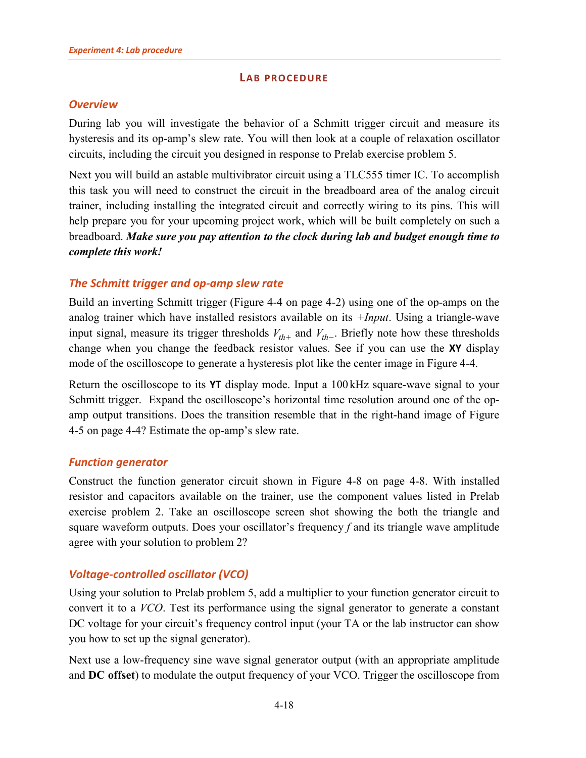## LAB PROCEDURE

### *Overview*

During lab you will investigate the behavior of a Schmitt trigger circuit and measure its hysteresis and its op-amp's slew rate. You will then look at a couple of relaxation oscillator circuits, including the circuit you designed in response to Prelab exercise problem 5.

Next you will build an astable multivibrator circuit using a TLC555 timer IC. To accomplish this task you will need to construct the circuit in the breadboard area of the analog circuit trainer, including installing the integrated circuit and correctly wiring to its pins. This will help prepare you for your upcoming project work, which will be built completely on such a breadboard. ***Make sure you pay attention to the clock during lab and budget enough time to complete this work!***

### *The Schmitt trigger and op-amp slew rate*

Build an inverting Schmitt trigger (Figure 4-4 on page 4-2) using one of the op-amps on the analog trainer which have installed resistors available on its *+Input*. Using a triangle-wave input signal, measure its trigger thresholds $V_{th+}$ and $V_{th-}$. Briefly note how these thresholds change when you change the feedback resistor values. See if you can use the **XY** display mode of the oscilloscope to generate a hysteresis plot like the center image in Figure 4-4.

Return the oscilloscope to its **YT** display mode. Input a 100 kHz square-wave signal to your Schmitt trigger. Expand the oscilloscope's horizontal time resolution around one of the op-amp output transitions. Does the transition resemble that in the right-hand image of Figure 4-5 on page 4-4? Estimate the op-amp's slew rate.

### *Function generator*

Construct the function generator circuit shown in Figure 4-8 on page 4-8. With installed resistor and capacitors available on the trainer, use the component values listed in Prelab exercise problem 2. Take an oscilloscope screen shot showing the both the triangle and square waveform outputs. Does your oscillator's frequency $f$ and its triangle wave amplitude agree with your solution to problem 2?

### *Voltage-controlled oscillator (VCO)*

Using your solution to Prelab problem 5, add a multiplier to your function generator circuit to convert it to a *VCO*. Test its performance using the signal generator to generate a constant DC voltage for your circuit's frequency control input (your TA or the lab instructor can show you how to set up the signal generator).

Next use a low-frequency sine wave signal generator output (with an appropriate amplitude and **DC offset**) to modulate the output frequency of your VCO. Trigger the oscilloscope from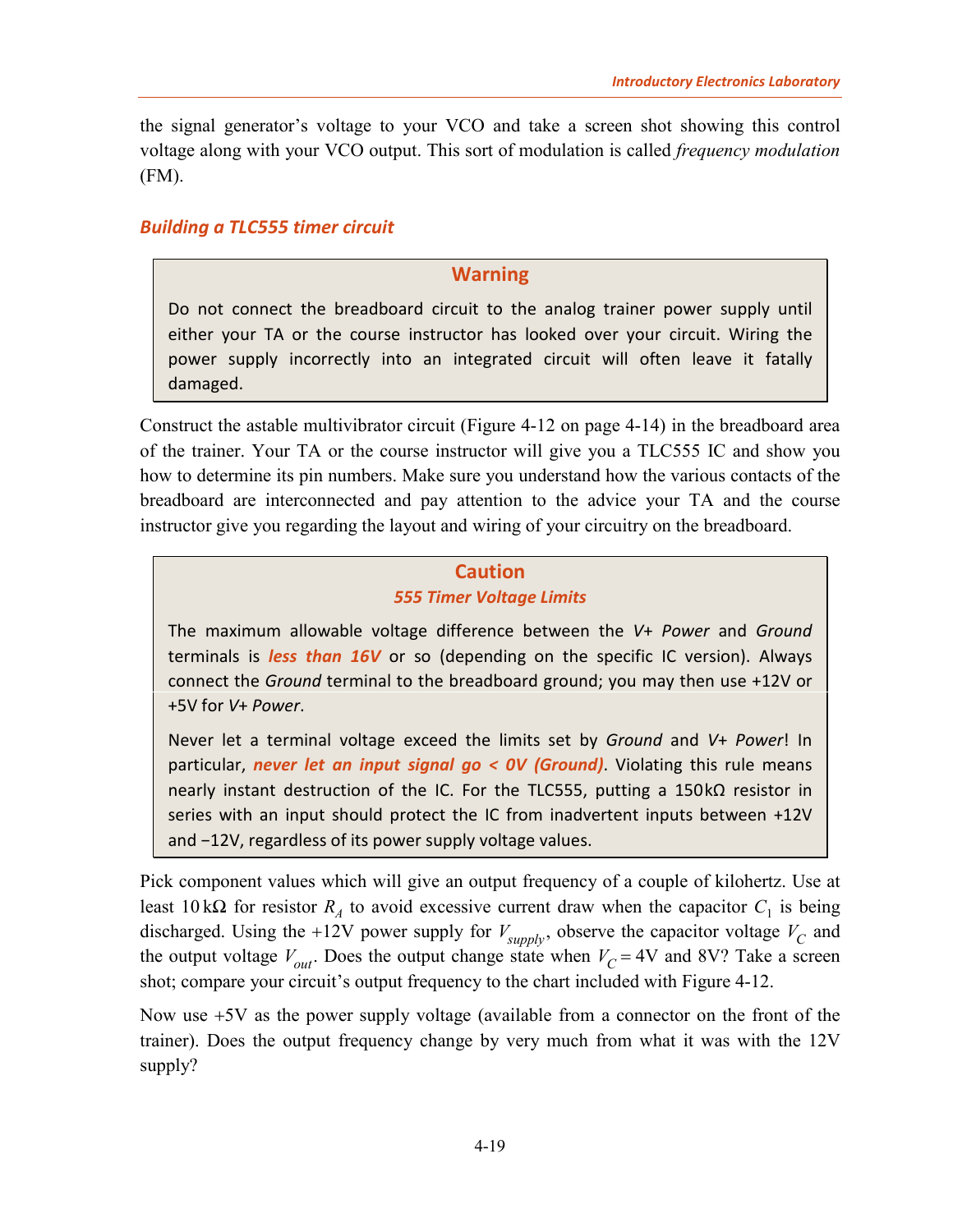the signal generator's voltage to your VCO and take a screen shot showing this control voltage along with your VCO output. This sort of modulation is called *frequency modulation* (FM).

### *Building a TLC555 timer circuit*

> **Warning**
>
> Do not connect the breadboard circuit to the analog trainer power supply until either your TA or the course instructor has looked over your circuit. Wiring the power supply incorrectly into an integrated circuit will often leave it fatally damaged.

Construct the astable multivibrator circuit (Figure 4-12 on page 4-14) in the breadboard area of the trainer. Your TA or the course instructor will give you a TLC555 IC and show you how to determine its pin numbers. Make sure you understand how the various contacts of the breadboard are interconnected and pay attention to the advice your TA and the course instructor give you regarding the layout and wiring of your circuitry on the breadboard.

> **Caution**
>
> ***555 Timer Voltage Limits***
>
> The maximum allowable voltage difference between the *V+ Power* and *Ground* terminals is ***less than 16V*** or so (depending on the specific IC version). Always connect the *Ground* terminal to the breadboard ground; you may then use +12V or +5V for *V+ Power*.
>
> Never let a terminal voltage exceed the limits set by *Ground* and *V+ Power*! In particular, ***never let an input signal go < 0V (Ground)***. Violating this rule means nearly instant destruction of the IC. For the TLC555, putting a 150kΩ resistor in series with an input should protect the IC from inadvertent inputs between +12V and −12V, regardless of its power supply voltage values.

Pick component values which will give an output frequency of a couple of kilohertz. Use at least 10 kΩ for resistor $R_A$ to avoid excessive current draw when the capacitor $C_1$ is being discharged. Using the +12V power supply for $V_{supply}$, observe the capacitor voltage $V_C$ and the output voltage $V_{out}$. Does the output change state when $V_C = 4\text{V}$ and 8V? Take a screen shot; compare your circuit's output frequency to the chart included with Figure 4-12.

Now use +5V as the power supply voltage (available from a connector on the front of the trainer). Does the output frequency change by very much from what it was with the 12V supply?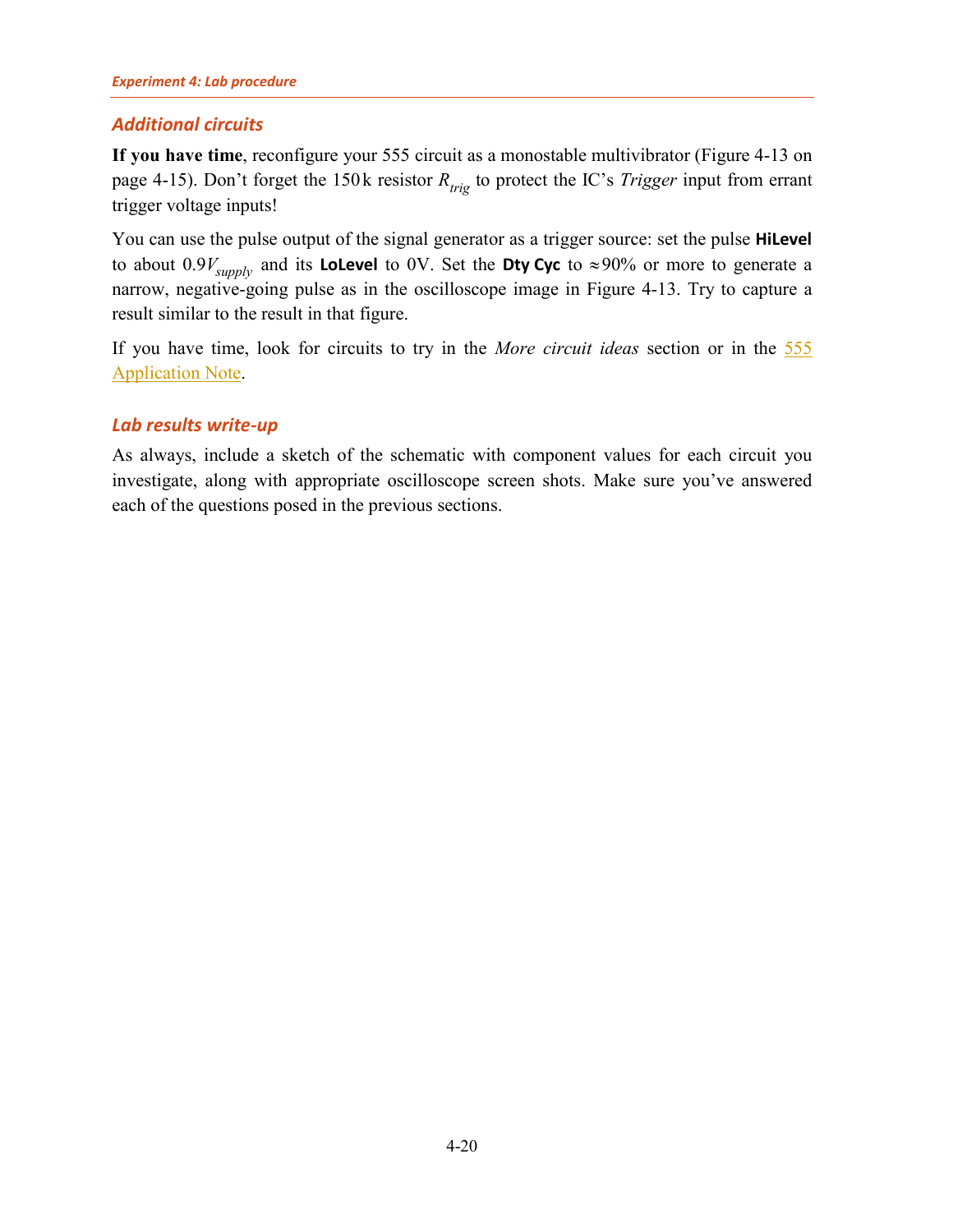## *Additional circuits*

**If you have time**, reconfigure your 555 circuit as a monostable multivibrator (Figure 4-13 on page 4-15). Don't forget the 150 k resistor $R_{trig}$ to protect the IC's *Trigger* input from errant trigger voltage inputs!

You can use the pulse output of the signal generator as a trigger source: set the pulse **HiLevel** to about $0.9V_{supply}$ and its **LoLevel** to 0V. Set the **Dty Cyc** to $\approx 90\%$ or more to generate a narrow, negative-going pulse as in the oscilloscope image in Figure 4-13. Try to capture a result similar to the result in that figure.

If you have time, look for circuits to try in the *More circuit ideas* section or in the 555 Application Note.

## *Lab results write-up*

As always, include a sketch of the schematic with component values for each circuit you investigate, along with appropriate oscilloscope screen shots. Make sure you've answered each of the questions posed in the previous sections.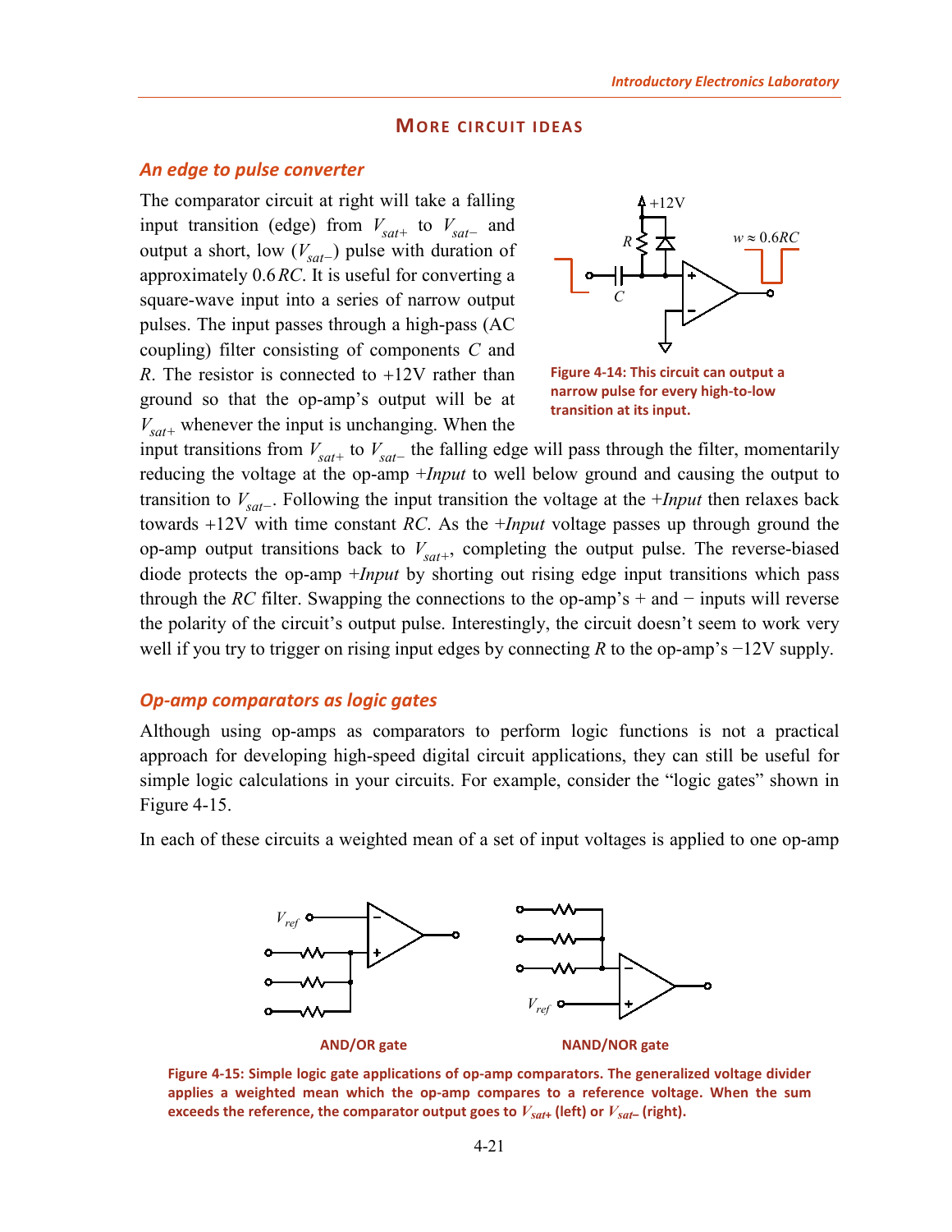## More circuit ideas

### An edge to pulse converter

The comparator circuit at right will take a falling input transition (edge) from $V_{sat+}$ to $V_{sat-}$ and output a short, low ($V_{sat-}$) pulse with duration of approximately $0.6\,RC$. It is useful for converting a square-wave input into a series of narrow output pulses. The input passes through a high-pass (AC coupling) filter consisting of components $C$ and $R$. The resistor is connected to +12V rather than ground so that the op-amp's output will be at $V_{sat+}$ whenever the input is unchanging. When the input transitions from $V_{sat+}$ to $V_{sat-}$ the falling edge will pass through the filter, momentarily reducing the voltage at the op-amp *+Input* to well below ground and causing the output to transition to $V_{sat-}$. Following the input transition the voltage at the *+Input* then relaxes back towards +12V with time constant $RC$. As the *+Input* voltage passes up through ground the op-amp output transitions back to $V_{sat+}$, completing the output pulse. The reverse-biased diode protects the op-amp *+Input* by shorting out rising edge input transitions which pass through the $RC$ filter. Swapping the connections to the op-amp's + and − inputs will reverse the polarity of the circuit's output pulse. Interestingly, the circuit doesn't seem to work very well if you try to trigger on rising input edges by connecting $R$ to the op-amp's −12V supply.

**Figure 4-14: This circuit can output a narrow pulse for every high-to-low transition at its input.**

### Op-amp comparators as logic gates

Although using op-amps as comparators to perform logic functions is not a practical approach for developing high-speed digital circuit applications, they can still be useful for simple logic calculations in your circuits. For example, consider the "logic gates" shown in Figure 4-15.

In each of these circuits a weighted mean of a set of input voltages is applied to one op-amp

**Figure 4-15: Simple logic gate applications of op-amp comparators. The generalized voltage divider applies a weighted mean which the op-amp compares to a reference voltage. When the sum exceeds the reference, the comparator output goes to $V_{sat+}$ (left) or $V_{sat-}$ (right).**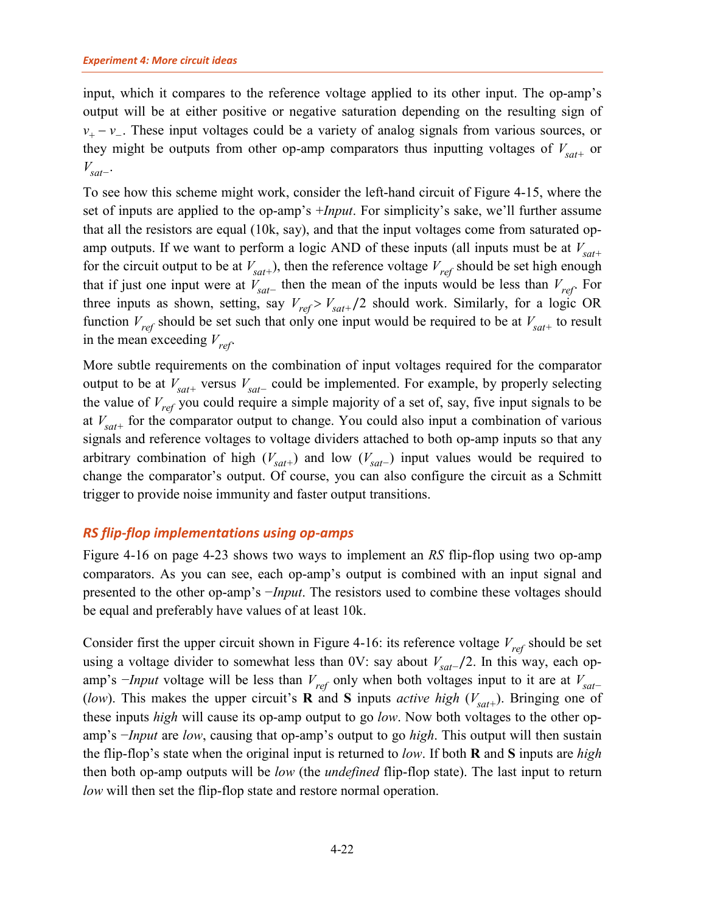input, which it compares to the reference voltage applied to its other input. The op-amp's output will be at either positive or negative saturation depending on the resulting sign of $v_+ - v_-$. These input voltages could be a variety of analog signals from various sources, or they might be outputs from other op-amp comparators thus inputting voltages of $V_{sat+}$ or $V_{sat-}$.

To see how this scheme might work, consider the left-hand circuit of Figure 4-15, where the set of inputs are applied to the op-amp's *+Input*. For simplicity's sake, we'll further assume that all the resistors are equal (10k, say), and that the input voltages come from saturated op-amp outputs. If we want to perform a logic AND of these inputs (all inputs must be at $V_{sat+}$ for the circuit output to be at $V_{sat+}$), then the reference voltage $V_{ref}$ should be set high enough that if just one input were at $V_{sat-}$ then the mean of the inputs would be less than $V_{ref}$. For three inputs as shown, setting, say $V_{ref} > V_{sat+}/2$ should work. Similarly, for a logic OR function $V_{ref}$ should be set such that only one input would be required to be at $V_{sat+}$ to result in the mean exceeding $V_{ref}$.

More subtle requirements on the combination of input voltages required for the comparator output to be at $V_{sat+}$ versus $V_{sat-}$ could be implemented. For example, by properly selecting the value of $V_{ref}$ you could require a simple majority of a set of, say, five input signals to be at $V_{sat+}$ for the comparator output to change. You could also input a combination of various signals and reference voltages to voltage dividers attached to both op-amp inputs so that any arbitrary combination of high ($V_{sat+}$) and low ($V_{sat-}$) input values would be required to change the comparator's output. Of course, you can also configure the circuit as a Schmitt trigger to provide noise immunity and faster output transitions.

## *RS flip-flop implementations using op-amps*

Figure 4-16 on page 4-23 shows two ways to implement an *RS* flip-flop using two op-amp comparators. As you can see, each op-amp's output is combined with an input signal and presented to the other op-amp's *−Input*. The resistors used to combine these voltages should be equal and preferably have values of at least 10k.

Consider first the upper circuit shown in Figure 4-16: its reference voltage $V_{ref}$ should be set using a voltage divider to somewhat less than 0V: say about $V_{sat-}/2$. In this way, each op-amp's *−Input* voltage will be less than $V_{ref}$ only when both voltages input to it are at $V_{sat-}$ (*low*). This makes the upper circuit's **R** and **S** inputs *active high* ($V_{sat+}$). Bringing one of these inputs *high* will cause its op-amp output to go *low*. Now both voltages to the other op-amp's *−Input* are *low*, causing that op-amp's output to go *high*. This output will then sustain the flip-flop's state when the original input is returned to *low*. If both **R** and **S** inputs are *high* then both op-amp outputs will be *low* (the *undefined* flip-flop state). The last input to return *low* will then set the flip-flop state and restore normal operation.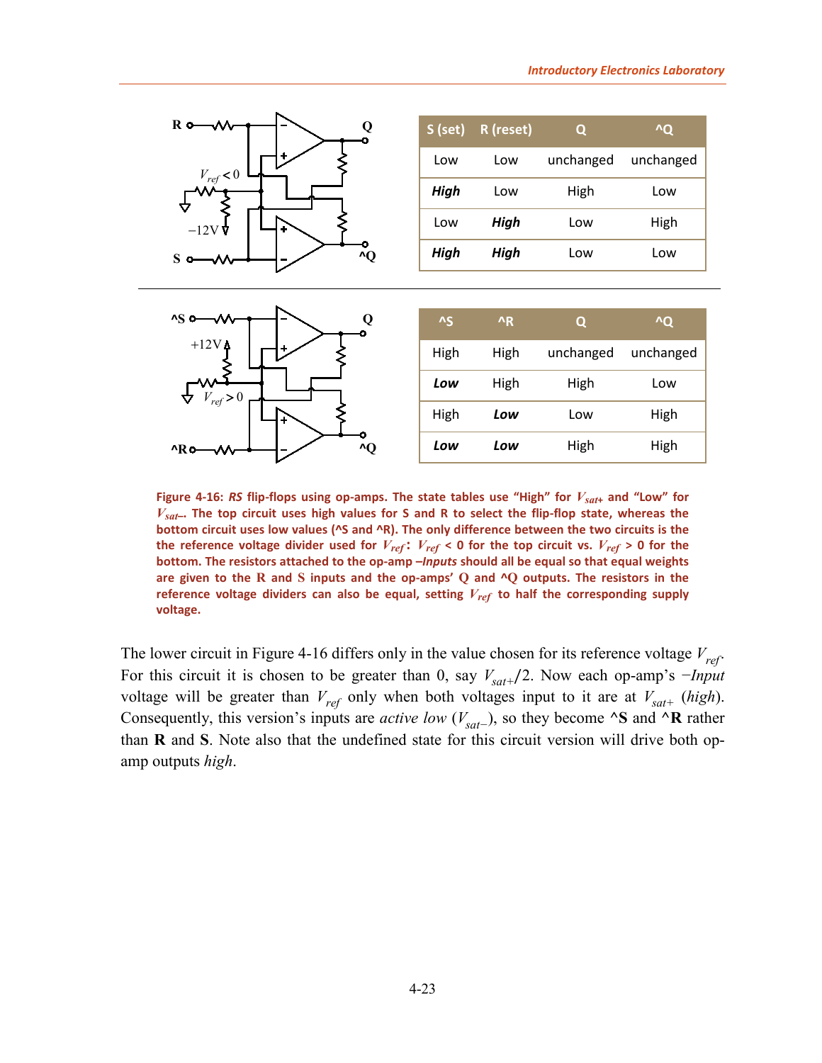| S (set) | R (reset) | Q | ^Q |
|---|---|---|---|
| Low | Low | unchanged | unchanged |
| ***High*** | Low | High | Low |
| Low | ***High*** | Low | High |
| ***High*** | ***High*** | Low | Low |

| ^S | ^R | Q | ^Q |
|---|---|---|---|
| High | High | unchanged | unchanged |
| ***Low*** | High | High | Low |
| High | ***Low*** | Low | High |
| ***Low*** | ***Low*** | High | High |

**Figure 4-16: *RS* flip-flops using op-amps. The state tables use "High" for $V_{sat+}$ and "Low" for $V_{sat-}$. The top circuit uses high values for S and R to select the flip-flop state, whereas the bottom circuit uses low values (^S and ^R). The only difference between the two circuits is the the reference voltage divider used for $V_{ref}$: $V_{ref} < 0$ for the top circuit vs. $V_{ref} > 0$ for the bottom. The resistors attached to the op-amp *–Inputs* should all be equal so that equal weights are given to the R and S inputs and the op-amps' Q and ^Q outputs. The resistors in the reference voltage dividers can also be equal, setting $V_{ref}$ to half the corresponding supply voltage.**

The lower circuit in Figure 4-16 differs only in the value chosen for its reference voltage $V_{ref}$. For this circuit it is chosen to be greater than 0, say $V_{sat+}/2$. Now each op-amp's *−Input* voltage will be greater than $V_{ref}$ only when both voltages input to it are at $V_{sat+}$ (*high*). Consequently, this version's inputs are *active low* ($V_{sat-}$), so they become **^S** and **^R** rather than **R** and **S**. Note also that the undefined state for this circuit version will drive both op-amp outputs *high*.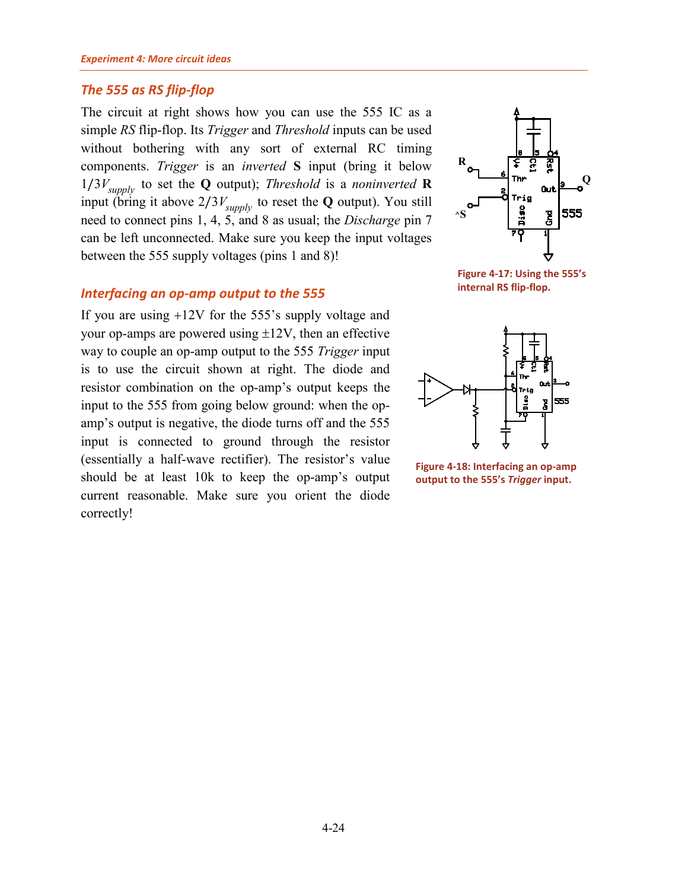## The 555 as RS flip-flop

The circuit at right shows how you can use the 555 IC as a simple *RS* flip-flop. Its *Trigger* and *Threshold* inputs can be used without bothering with any sort of external RC timing components. *Trigger* is an *inverted* **S** input (bring it below $1/3V_{supply}$ to set the **Q** output); *Threshold* is a *noninverted* **R** input (bring it above $2/3V_{supply}$ to reset the **Q** output). You still need to connect pins 1, 4, 5, and 8 as usual; the *Discharge* pin 7 can be left unconnected. Make sure you keep the input voltages between the 555 supply voltages (pins 1 and 8)!

**Figure 4-17: Using the 555's internal RS flip-flop.**

## Interfacing an op-amp output to the 555

If you are using +12V for the 555's supply voltage and your op-amps are powered using ±12V, then an effective way to couple an op-amp output to the 555 *Trigger* input is to use the circuit shown at right. The diode and resistor combination on the op-amp's output keeps the input to the 555 from going below ground: when the op-amp's output is negative, the diode turns off and the 555 input is connected to ground through the resistor (essentially a half-wave rectifier). The resistor's value should be at least 10k to keep the op-amp's output current reasonable. Make sure you orient the diode correctly!

**Figure 4-18: Interfacing an op-amp output to the 555's *Trigger* input.**